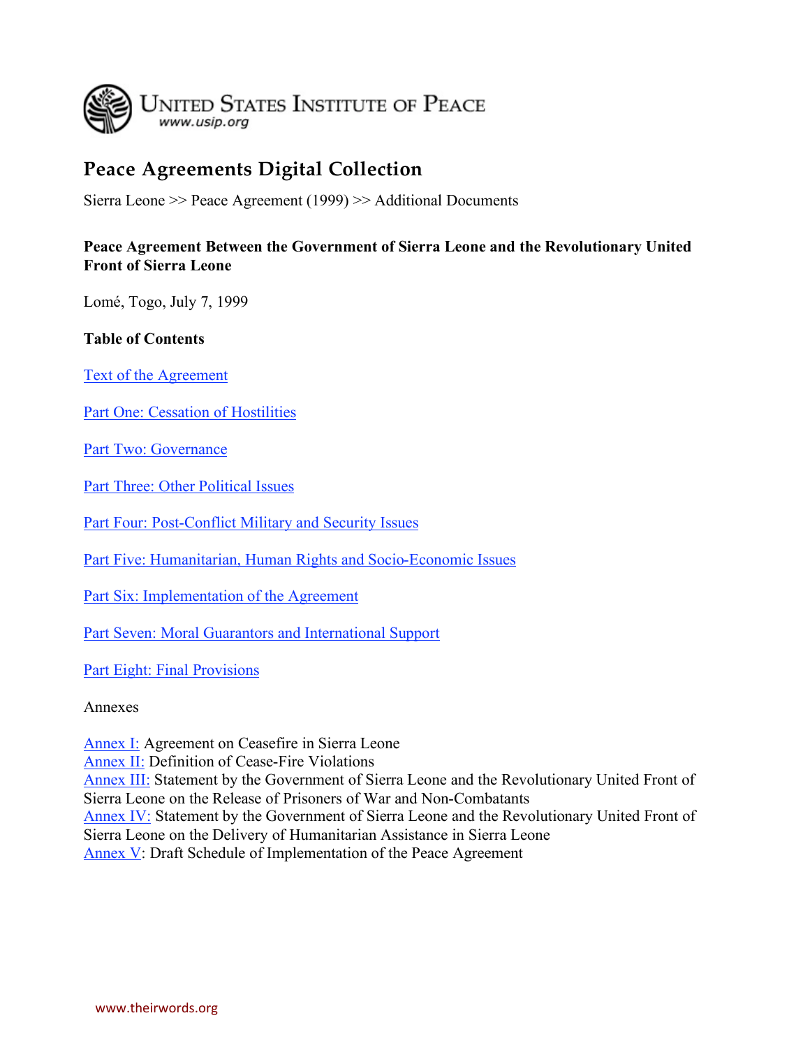UNITED STATES INSTITUTE OF PEACE
www.usip.org

# Peace Agreements Digital Collection

Sierra Leone >> Peace Agreement (1999) >> Additional Documents

**Peace Agreement Between the Government of Sierra Leone and the Revolutionary United Front of Sierra Leone**

Lomé, Togo, July 7, 1999

**Table of Contents**

Text of the Agreement

Part One: Cessation of Hostilities

Part Two: Governance

Part Three: Other Political Issues

Part Four: Post-Conflict Military and Security Issues

Part Five: Humanitarian, Human Rights and Socio-Economic Issues

Part Six: Implementation of the Agreement

Part Seven: Moral Guarantors and International Support

Part Eight: Final Provisions

Annexes

Annex I: Agreement on Ceasefire in Sierra Leone
Annex II: Definition of Cease-Fire Violations
Annex III: Statement by the Government of Sierra Leone and the Revolutionary United Front of Sierra Leone on the Release of Prisoners of War and Non-Combatants
Annex IV: Statement by the Government of Sierra Leone and the Revolutionary United Front of Sierra Leone on the Delivery of Humanitarian Assistance in Sierra Leone
Annex V: Draft Schedule of Implementation of the Peace Agreement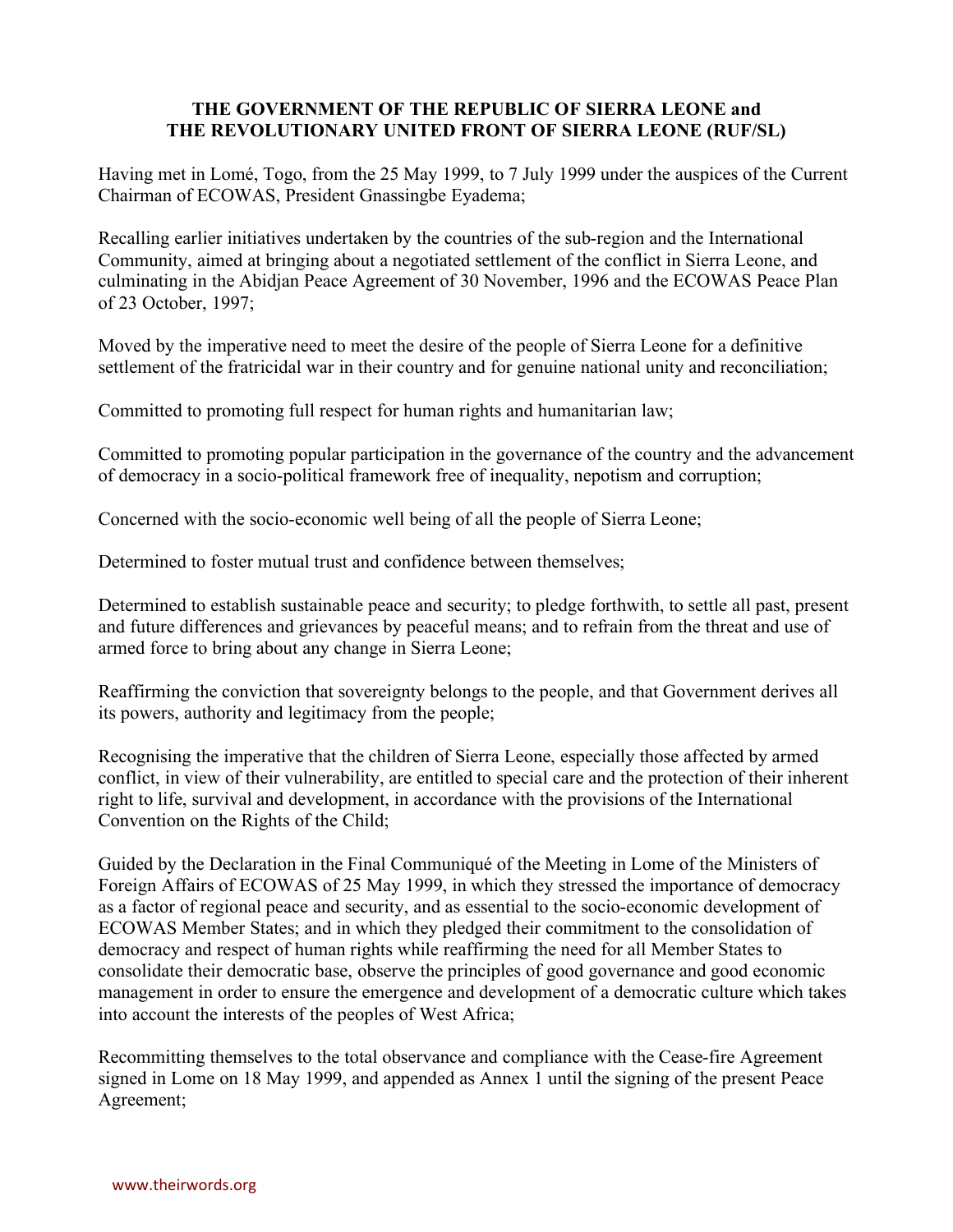**THE GOVERNMENT OF THE REPUBLIC OF SIERRA LEONE and THE REVOLUTIONARY UNITED FRONT OF SIERRA LEONE (RUF/SL)**

Having met in Lomé, Togo, from the 25 May 1999, to 7 July 1999 under the auspices of the Current Chairman of ECOWAS, President Gnassingbe Eyadema;

Recalling earlier initiatives undertaken by the countries of the sub-region and the International Community, aimed at bringing about a negotiated settlement of the conflict in Sierra Leone, and culminating in the Abidjan Peace Agreement of 30 November, 1996 and the ECOWAS Peace Plan of 23 October, 1997;

Moved by the imperative need to meet the desire of the people of Sierra Leone for a definitive settlement of the fratricidal war in their country and for genuine national unity and reconciliation;

Committed to promoting full respect for human rights and humanitarian law;

Committed to promoting popular participation in the governance of the country and the advancement of democracy in a socio-political framework free of inequality, nepotism and corruption;

Concerned with the socio-economic well being of all the people of Sierra Leone;

Determined to foster mutual trust and confidence between themselves;

Determined to establish sustainable peace and security; to pledge forthwith, to settle all past, present and future differences and grievances by peaceful means; and to refrain from the threat and use of armed force to bring about any change in Sierra Leone;

Reaffirming the conviction that sovereignty belongs to the people, and that Government derives all its powers, authority and legitimacy from the people;

Recognising the imperative that the children of Sierra Leone, especially those affected by armed conflict, in view of their vulnerability, are entitled to special care and the protection of their inherent right to life, survival and development, in accordance with the provisions of the International Convention on the Rights of the Child;

Guided by the Declaration in the Final Communiqué of the Meeting in Lome of the Ministers of Foreign Affairs of ECOWAS of 25 May 1999, in which they stressed the importance of democracy as a factor of regional peace and security, and as essential to the socio-economic development of ECOWAS Member States; and in which they pledged their commitment to the consolidation of democracy and respect of human rights while reaffirming the need for all Member States to consolidate their democratic base, observe the principles of good governance and good economic management in order to ensure the emergence and development of a democratic culture which takes into account the interests of the peoples of West Africa;

Recommitting themselves to the total observance and compliance with the Cease-fire Agreement signed in Lome on 18 May 1999, and appended as Annex 1 until the signing of the present Peace Agreement;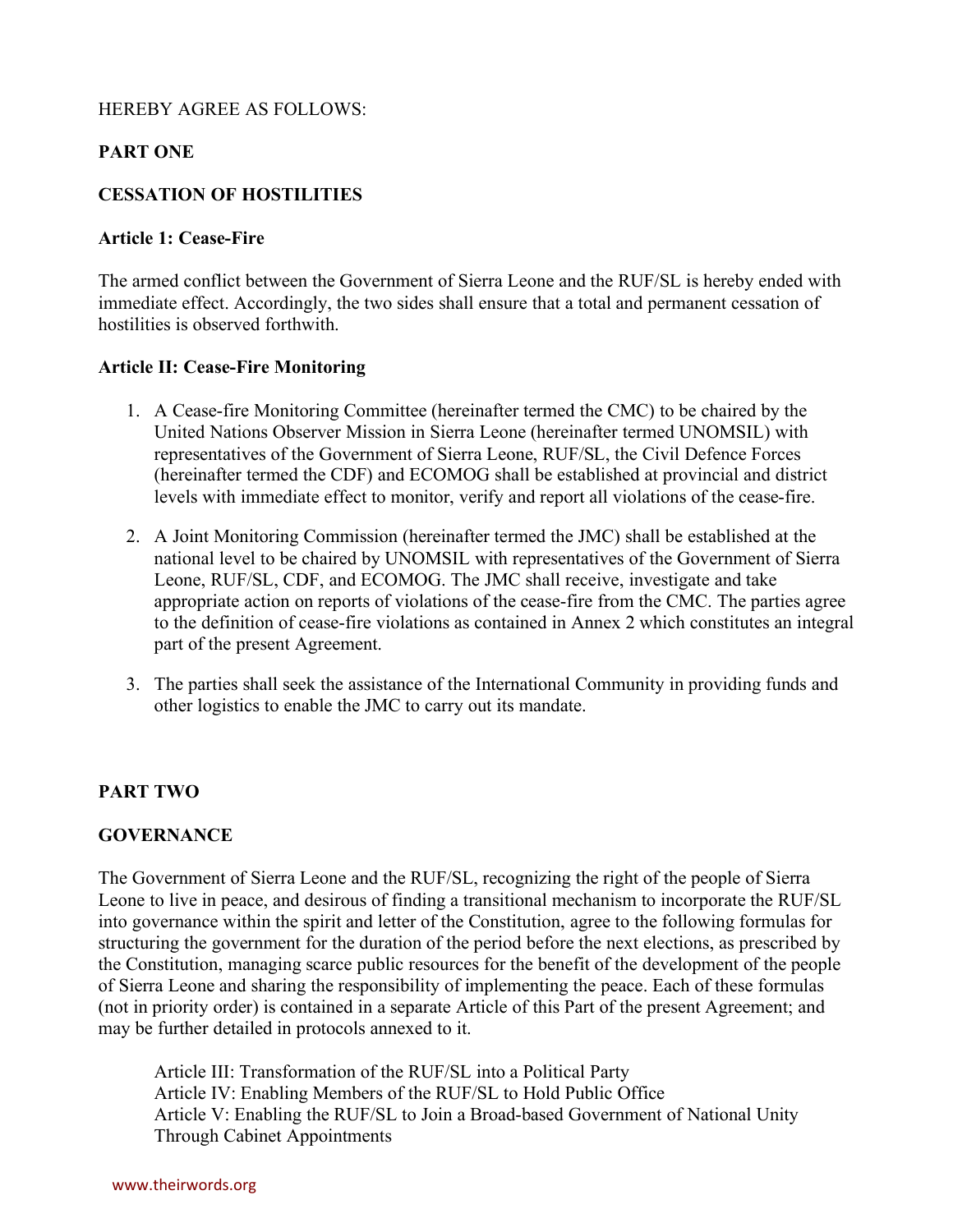HEREBY AGREE AS FOLLOWS:

**PART ONE**

**CESSATION OF HOSTILITIES**

**Article 1: Cease-Fire**

The armed conflict between the Government of Sierra Leone and the RUF/SL is hereby ended with immediate effect. Accordingly, the two sides shall ensure that a total and permanent cessation of hostilities is observed forthwith.

**Article II: Cease-Fire Monitoring**

1. A Cease-fire Monitoring Committee (hereinafter termed the CMC) to be chaired by the United Nations Observer Mission in Sierra Leone (hereinafter termed UNOMSIL) with representatives of the Government of Sierra Leone, RUF/SL, the Civil Defence Forces (hereinafter termed the CDF) and ECOMOG shall be established at provincial and district levels with immediate effect to monitor, verify and report all violations of the cease-fire.

2. A Joint Monitoring Commission (hereinafter termed the JMC) shall be established at the national level to be chaired by UNOMSIL with representatives of the Government of Sierra Leone, RUF/SL, CDF, and ECOMOG. The JMC shall receive, investigate and take appropriate action on reports of violations of the cease-fire from the CMC. The parties agree to the definition of cease-fire violations as contained in Annex 2 which constitutes an integral part of the present Agreement.

3. The parties shall seek the assistance of the International Community in providing funds and other logistics to enable the JMC to carry out its mandate.

**PART TWO**

**GOVERNANCE**

The Government of Sierra Leone and the RUF/SL, recognizing the right of the people of Sierra Leone to live in peace, and desirous of finding a transitional mechanism to incorporate the RUF/SL into governance within the spirit and letter of the Constitution, agree to the following formulas for structuring the government for the duration of the period before the next elections, as prescribed by the Constitution, managing scarce public resources for the benefit of the development of the people of Sierra Leone and sharing the responsibility of implementing the peace. Each of these formulas (not in priority order) is contained in a separate Article of this Part of the present Agreement; and may be further detailed in protocols annexed to it.

Article III: Transformation of the RUF/SL into a Political Party
Article IV: Enabling Members of the RUF/SL to Hold Public Office
Article V: Enabling the RUF/SL to Join a Broad-based Government of National Unity Through Cabinet Appointments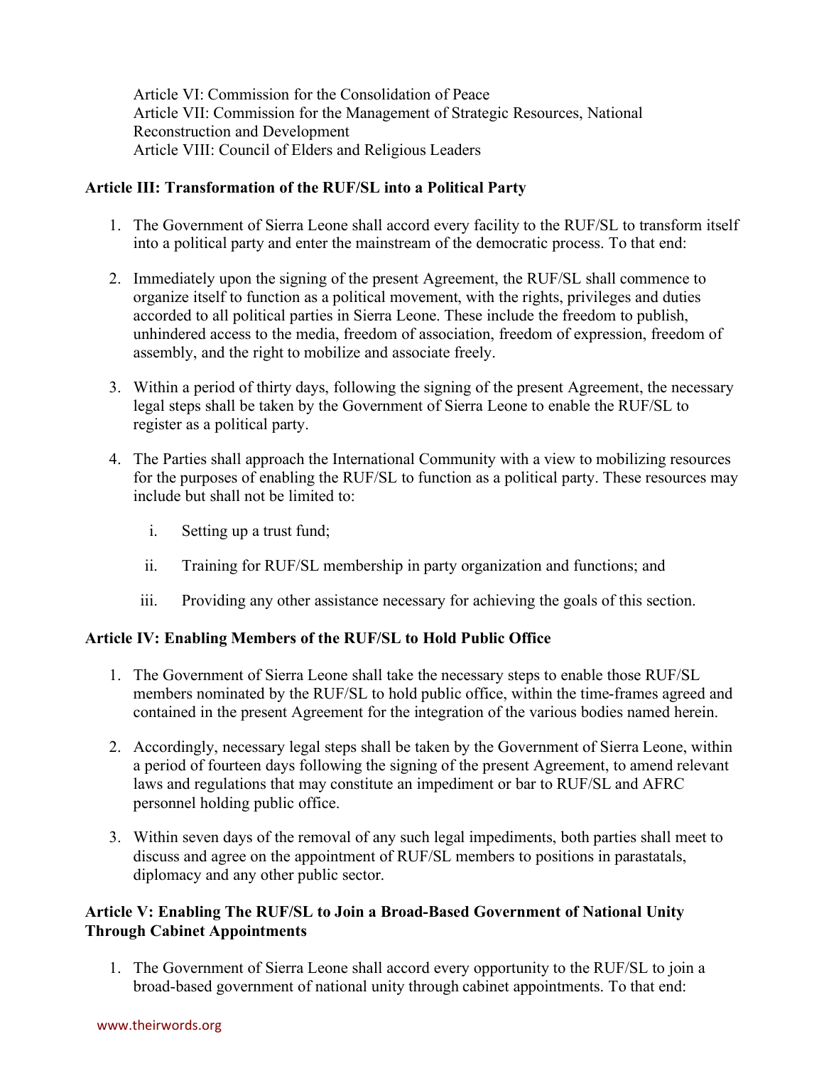Article VI: Commission for the Consolidation of Peace
Article VII: Commission for the Management of Strategic Resources, National Reconstruction and Development
Article VIII: Council of Elders and Religious Leaders

**Article III: Transformation of the RUF/SL into a Political Party**

1. The Government of Sierra Leone shall accord every facility to the RUF/SL to transform itself into a political party and enter the mainstream of the democratic process. To that end:

2. Immediately upon the signing of the present Agreement, the RUF/SL shall commence to organize itself to function as a political movement, with the rights, privileges and duties accorded to all political parties in Sierra Leone. These include the freedom to publish, unhindered access to the media, freedom of association, freedom of expression, freedom of assembly, and the right to mobilize and associate freely.

3. Within a period of thirty days, following the signing of the present Agreement, the necessary legal steps shall be taken by the Government of Sierra Leone to enable the RUF/SL to register as a political party.

4. The Parties shall approach the International Community with a view to mobilizing resources for the purposes of enabling the RUF/SL to function as a political party. These resources may include but shall not be limited to:

    i. Setting up a trust fund;

    ii. Training for RUF/SL membership in party organization and functions; and

    iii. Providing any other assistance necessary for achieving the goals of this section.

**Article IV: Enabling Members of the RUF/SL to Hold Public Office**

1. The Government of Sierra Leone shall take the necessary steps to enable those RUF/SL members nominated by the RUF/SL to hold public office, within the time-frames agreed and contained in the present Agreement for the integration of the various bodies named herein.

2. Accordingly, necessary legal steps shall be taken by the Government of Sierra Leone, within a period of fourteen days following the signing of the present Agreement, to amend relevant laws and regulations that may constitute an impediment or bar to RUF/SL and AFRC personnel holding public office.

3. Within seven days of the removal of any such legal impediments, both parties shall meet to discuss and agree on the appointment of RUF/SL members to positions in parastatals, diplomacy and any other public sector.

**Article V: Enabling The RUF/SL to Join a Broad-Based Government of National Unity Through Cabinet Appointments**

1. The Government of Sierra Leone shall accord every opportunity to the RUF/SL to join a broad-based government of national unity through cabinet appointments. To that end: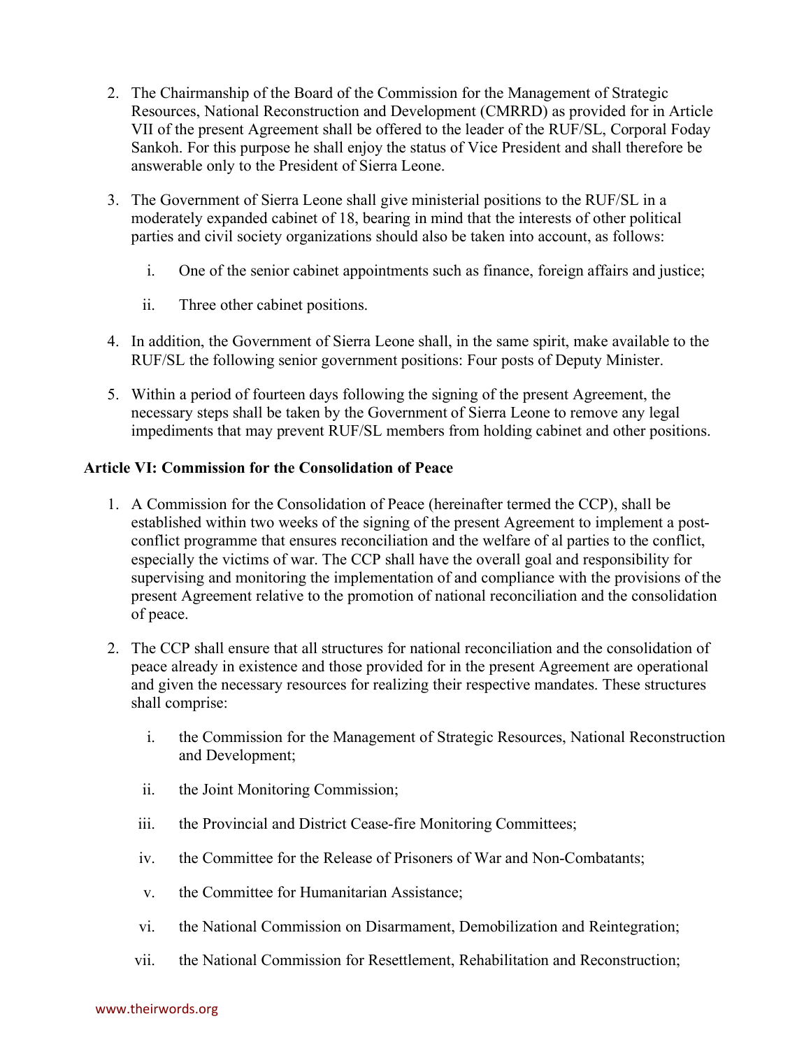2. The Chairmanship of the Board of the Commission for the Management of Strategic Resources, National Reconstruction and Development (CMRRD) as provided for in Article VII of the present Agreement shall be offered to the leader of the RUF/SL, Corporal Foday Sankoh. For this purpose he shall enjoy the status of Vice President and shall therefore be answerable only to the President of Sierra Leone.

3. The Government of Sierra Leone shall give ministerial positions to the RUF/SL in a moderately expanded cabinet of 18, bearing in mind that the interests of other political parties and civil society organizations should also be taken into account, as follows:

   i. One of the senior cabinet appointments such as finance, foreign affairs and justice;

   ii. Three other cabinet positions.

4. In addition, the Government of Sierra Leone shall, in the same spirit, make available to the RUF/SL the following senior government positions: Four posts of Deputy Minister.

5. Within a period of fourteen days following the signing of the present Agreement, the necessary steps shall be taken by the Government of Sierra Leone to remove any legal impediments that may prevent RUF/SL members from holding cabinet and other positions.

### Article VI: Commission for the Consolidation of Peace

1. A Commission for the Consolidation of Peace (hereinafter termed the CCP), shall be established within two weeks of the signing of the present Agreement to implement a post-conflict programme that ensures reconciliation and the welfare of al parties to the conflict, especially the victims of war. The CCP shall have the overall goal and responsibility for supervising and monitoring the implementation of and compliance with the provisions of the present Agreement relative to the promotion of national reconciliation and the consolidation of peace.

2. The CCP shall ensure that all structures for national reconciliation and the consolidation of peace already in existence and those provided for in the present Agreement are operational and given the necessary resources for realizing their respective mandates. These structures shall comprise:

   i. the Commission for the Management of Strategic Resources, National Reconstruction and Development;

   ii. the Joint Monitoring Commission;

   iii. the Provincial and District Cease-fire Monitoring Committees;

   iv. the Committee for the Release of Prisoners of War and Non-Combatants;

   v. the Committee for Humanitarian Assistance;

   vi. the National Commission on Disarmament, Demobilization and Reintegration;

   vii. the National Commission for Resettlement, Rehabilitation and Reconstruction;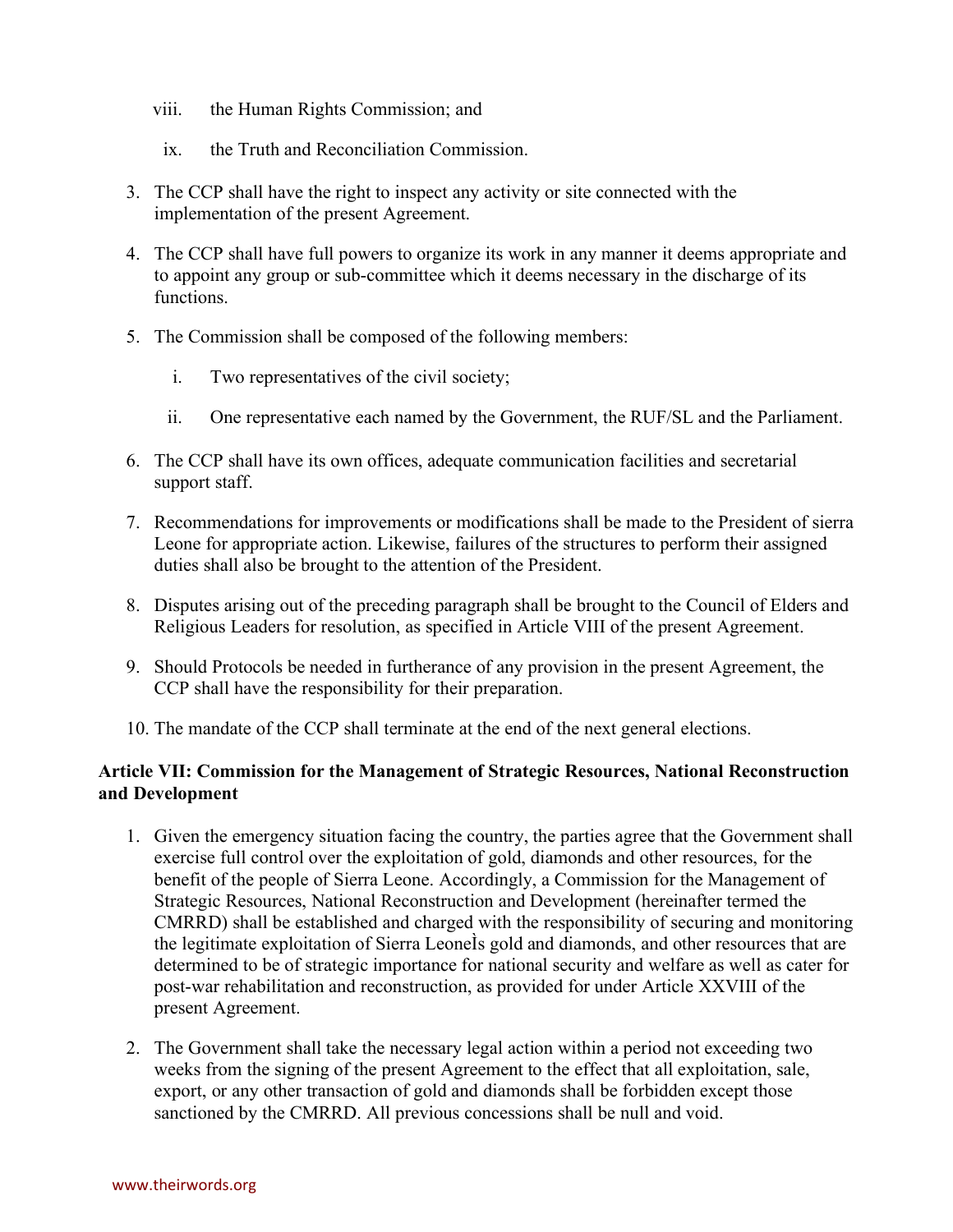viii. the Human Rights Commission; and

ix. the Truth and Reconciliation Commission.

3. The CCP shall have the right to inspect any activity or site connected with the implementation of the present Agreement.

4. The CCP shall have full powers to organize its work in any manner it deems appropriate and to appoint any group or sub-committee which it deems necessary in the discharge of its functions.

5. The Commission shall be composed of the following members:

   i. Two representatives of the civil society;

   ii. One representative each named by the Government, the RUF/SL and the Parliament.

6. The CCP shall have its own offices, adequate communication facilities and secretarial support staff.

7. Recommendations for improvements or modifications shall be made to the President of sierra Leone for appropriate action. Likewise, failures of the structures to perform their assigned duties shall also be brought to the attention of the President.

8. Disputes arising out of the preceding paragraph shall be brought to the Council of Elders and Religious Leaders for resolution, as specified in Article VIII of the present Agreement.

9. Should Protocols be needed in furtherance of any provision in the present Agreement, the CCP shall have the responsibility for their preparation.

10. The mandate of the CCP shall terminate at the end of the next general elections.

**Article VII: Commission for the Management of Strategic Resources, National Reconstruction and Development**

1. Given the emergency situation facing the country, the parties agree that the Government shall exercise full control over the exploitation of gold, diamonds and other resources, for the benefit of the people of Sierra Leone. Accordingly, a Commission for the Management of Strategic Resources, National Reconstruction and Development (hereinafter termed the CMRRD) shall be established and charged with the responsibility of securing and monitoring the legitimate exploitation of Sierra LeoneÌs gold and diamonds, and other resources that are determined to be of strategic importance for national security and welfare as well as cater for post-war rehabilitation and reconstruction, as provided for under Article XXVIII of the present Agreement.

2. The Government shall take the necessary legal action within a period not exceeding two weeks from the signing of the present Agreement to the effect that all exploitation, sale, export, or any other transaction of gold and diamonds shall be forbidden except those sanctioned by the CMRRD. All previous concessions shall be null and void.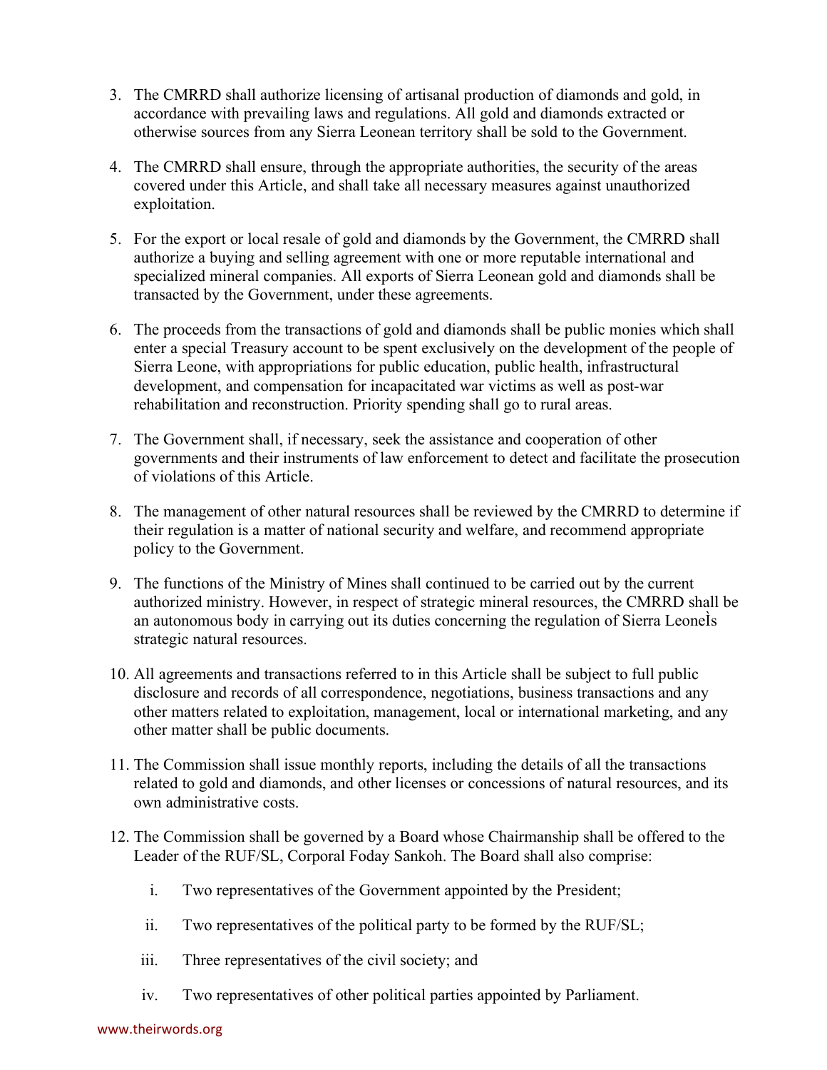3. The CMRRD shall authorize licensing of artisanal production of diamonds and gold, in accordance with prevailing laws and regulations. All gold and diamonds extracted or otherwise sources from any Sierra Leonean territory shall be sold to the Government.

4. The CMRRD shall ensure, through the appropriate authorities, the security of the areas covered under this Article, and shall take all necessary measures against unauthorized exploitation.

5. For the export or local resale of gold and diamonds by the Government, the CMRRD shall authorize a buying and selling agreement with one or more reputable international and specialized mineral companies. All exports of Sierra Leonean gold and diamonds shall be transacted by the Government, under these agreements.

6. The proceeds from the transactions of gold and diamonds shall be public monies which shall enter a special Treasury account to be spent exclusively on the development of the people of Sierra Leone, with appropriations for public education, public health, infrastructural development, and compensation for incapacitated war victims as well as post-war rehabilitation and reconstruction. Priority spending shall go to rural areas.

7. The Government shall, if necessary, seek the assistance and cooperation of other governments and their instruments of law enforcement to detect and facilitate the prosecution of violations of this Article.

8. The management of other natural resources shall be reviewed by the CMRRD to determine if their regulation is a matter of national security and welfare, and recommend appropriate policy to the Government.

9. The functions of the Ministry of Mines shall continued to be carried out by the current authorized ministry. However, in respect of strategic mineral resources, the CMRRD shall be an autonomous body in carrying out its duties concerning the regulation of Sierra LeoneÌs strategic natural resources.

10. All agreements and transactions referred to in this Article shall be subject to full public disclosure and records of all correspondence, negotiations, business transactions and any other matters related to exploitation, management, local or international marketing, and any other matter shall be public documents.

11. The Commission shall issue monthly reports, including the details of all the transactions related to gold and diamonds, and other licenses or concessions of natural resources, and its own administrative costs.

12. The Commission shall be governed by a Board whose Chairmanship shall be offered to the Leader of the RUF/SL, Corporal Foday Sankoh. The Board shall also comprise:

    i. Two representatives of the Government appointed by the President;

    ii. Two representatives of the political party to be formed by the RUF/SL;

    iii. Three representatives of the civil society; and

    iv. Two representatives of other political parties appointed by Parliament.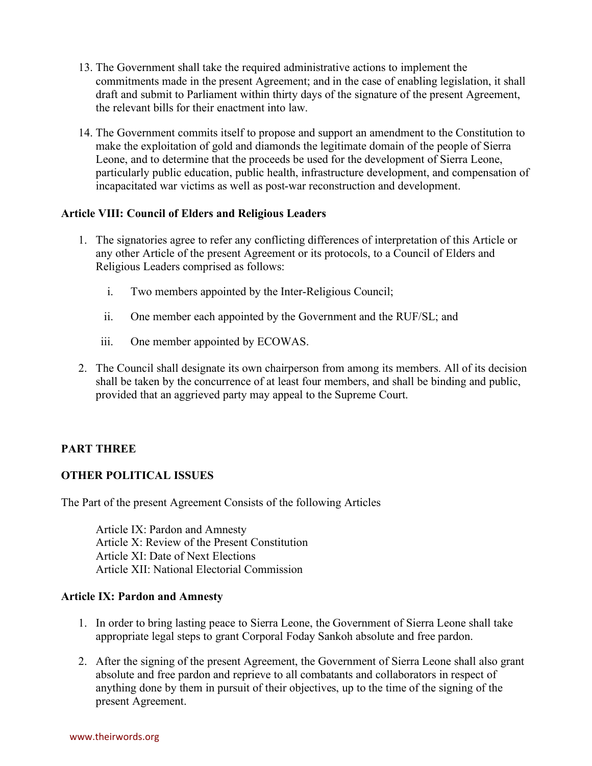13. The Government shall take the required administrative actions to implement the commitments made in the present Agreement; and in the case of enabling legislation, it shall draft and submit to Parliament within thirty days of the signature of the present Agreement, the relevant bills for their enactment into law.

14. The Government commits itself to propose and support an amendment to the Constitution to make the exploitation of gold and diamonds the legitimate domain of the people of Sierra Leone, and to determine that the proceeds be used for the development of Sierra Leone, particularly public education, public health, infrastructure development, and compensation of incapacitated war victims as well as post-war reconstruction and development.

**Article VIII: Council of Elders and Religious Leaders**

1. The signatories agree to refer any conflicting differences of interpretation of this Article or any other Article of the present Agreement or its protocols, to a Council of Elders and Religious Leaders comprised as follows:

    i. Two members appointed by the Inter-Religious Council;

    ii. One member each appointed by the Government and the RUF/SL; and

    iii. One member appointed by ECOWAS.

2. The Council shall designate its own chairperson from among its members. All of its decision shall be taken by the concurrence of at least four members, and shall be binding and public, provided that an aggrieved party may appeal to the Supreme Court.

**PART THREE**

**OTHER POLITICAL ISSUES**

The Part of the present Agreement Consists of the following Articles

Article IX: Pardon and Amnesty
Article X: Review of the Present Constitution
Article XI: Date of Next Elections
Article XII: National Electorial Commission

**Article IX: Pardon and Amnesty**

1. In order to bring lasting peace to Sierra Leone, the Government of Sierra Leone shall take appropriate legal steps to grant Corporal Foday Sankoh absolute and free pardon.

2. After the signing of the present Agreement, the Government of Sierra Leone shall also grant absolute and free pardon and reprieve to all combatants and collaborators in respect of anything done by them in pursuit of their objectives, up to the time of the signing of the present Agreement.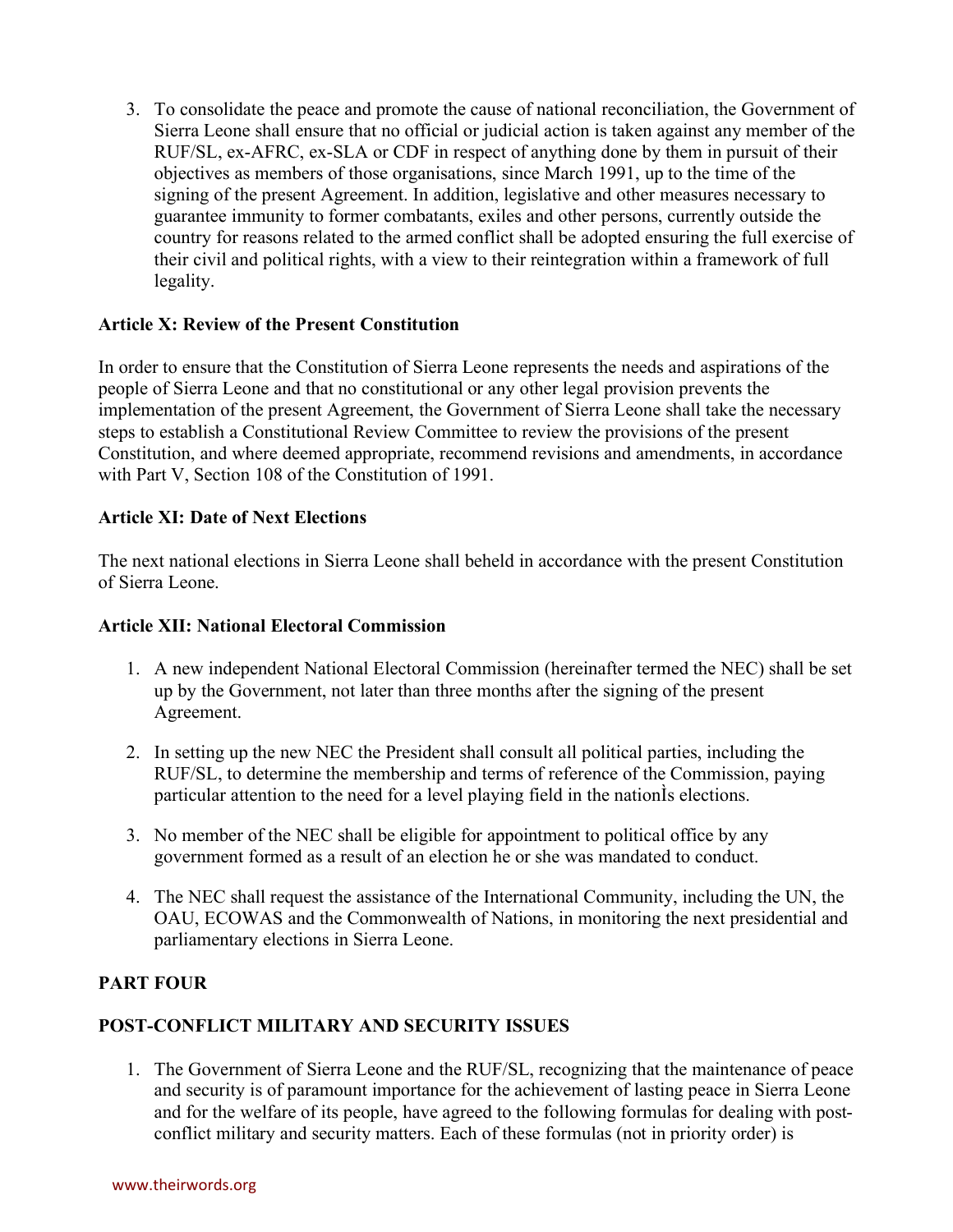3. To consolidate the peace and promote the cause of national reconciliation, the Government of Sierra Leone shall ensure that no official or judicial action is taken against any member of the RUF/SL, ex-AFRC, ex-SLA or CDF in respect of anything done by them in pursuit of their objectives as members of those organisations, since March 1991, up to the time of the signing of the present Agreement. In addition, legislative and other measures necessary to guarantee immunity to former combatants, exiles and other persons, currently outside the country for reasons related to the armed conflict shall be adopted ensuring the full exercise of their civil and political rights, with a view to their reintegration within a framework of full legality.

**Article X: Review of the Present Constitution**

In order to ensure that the Constitution of Sierra Leone represents the needs and aspirations of the people of Sierra Leone and that no constitutional or any other legal provision prevents the implementation of the present Agreement, the Government of Sierra Leone shall take the necessary steps to establish a Constitutional Review Committee to review the provisions of the present Constitution, and where deemed appropriate, recommend revisions and amendments, in accordance with Part V, Section 108 of the Constitution of 1991.

**Article XI: Date of Next Elections**

The next national elections in Sierra Leone shall beheld in accordance with the present Constitution of Sierra Leone.

**Article XII: National Electoral Commission**

1. A new independent National Electoral Commission (hereinafter termed the NEC) shall be set up by the Government, not later than three months after the signing of the present Agreement.

2. In setting up the new NEC the President shall consult all political parties, including the RUF/SL, to determine the membership and terms of reference of the Commission, paying particular attention to the need for a level playing field in the nationÌs elections.

3. No member of the NEC shall be eligible for appointment to political office by any government formed as a result of an election he or she was mandated to conduct.

4. The NEC shall request the assistance of the International Community, including the UN, the OAU, ECOWAS and the Commonwealth of Nations, in monitoring the next presidential and parliamentary elections in Sierra Leone.

**PART FOUR**

**POST-CONFLICT MILITARY AND SECURITY ISSUES**

1. The Government of Sierra Leone and the RUF/SL, recognizing that the maintenance of peace and security is of paramount importance for the achievement of lasting peace in Sierra Leone and for the welfare of its people, have agreed to the following formulas for dealing with post-conflict military and security matters. Each of these formulas (not in priority order) is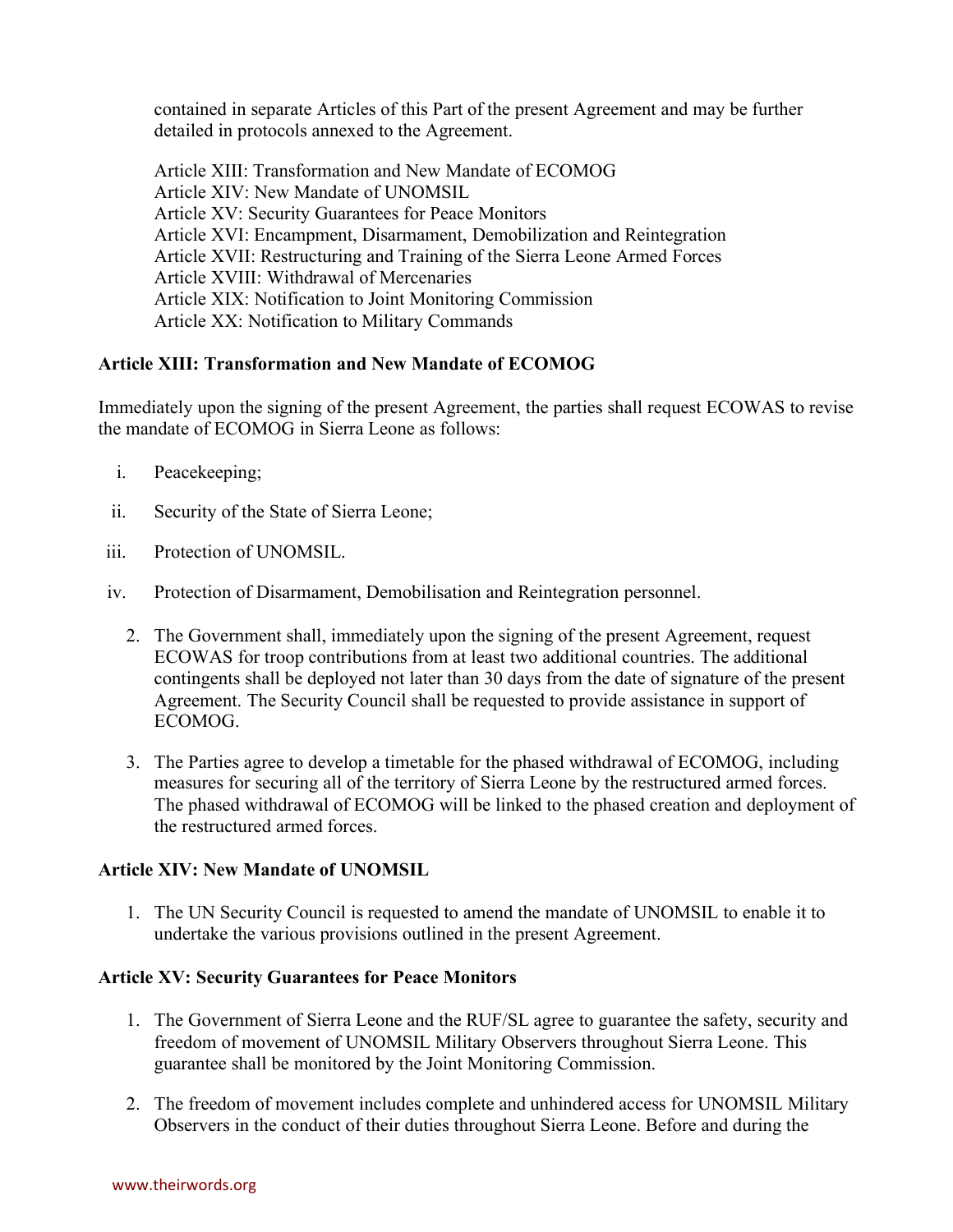contained in separate Articles of this Part of the present Agreement and may be further detailed in protocols annexed to the Agreement.

Article XIII: Transformation and New Mandate of ECOMOG
Article XIV: New Mandate of UNOMSIL
Article XV: Security Guarantees for Peace Monitors
Article XVI: Encampment, Disarmament, Demobilization and Reintegration
Article XVII: Restructuring and Training of the Sierra Leone Armed Forces
Article XVIII: Withdrawal of Mercenaries
Article XIX: Notification to Joint Monitoring Commission
Article XX: Notification to Military Commands

**Article XIII: Transformation and New Mandate of ECOMOG**

Immediately upon the signing of the present Agreement, the parties shall request ECOWAS to revise the mandate of ECOMOG in Sierra Leone as follows:

i. Peacekeeping;

ii. Security of the State of Sierra Leone;

iii. Protection of UNOMSIL.

iv. Protection of Disarmament, Demobilisation and Reintegration personnel.

2. The Government shall, immediately upon the signing of the present Agreement, request ECOWAS for troop contributions from at least two additional countries. The additional contingents shall be deployed not later than 30 days from the date of signature of the present Agreement. The Security Council shall be requested to provide assistance in support of ECOMOG.

3. The Parties agree to develop a timetable for the phased withdrawal of ECOMOG, including measures for securing all of the territory of Sierra Leone by the restructured armed forces. The phased withdrawal of ECOMOG will be linked to the phased creation and deployment of the restructured armed forces.

**Article XIV: New Mandate of UNOMSIL**

1. The UN Security Council is requested to amend the mandate of UNOMSIL to enable it to undertake the various provisions outlined in the present Agreement.

**Article XV: Security Guarantees for Peace Monitors**

1. The Government of Sierra Leone and the RUF/SL agree to guarantee the safety, security and freedom of movement of UNOMSIL Military Observers throughout Sierra Leone. This guarantee shall be monitored by the Joint Monitoring Commission.

2. The freedom of movement includes complete and unhindered access for UNOMSIL Military Observers in the conduct of their duties throughout Sierra Leone. Before and during the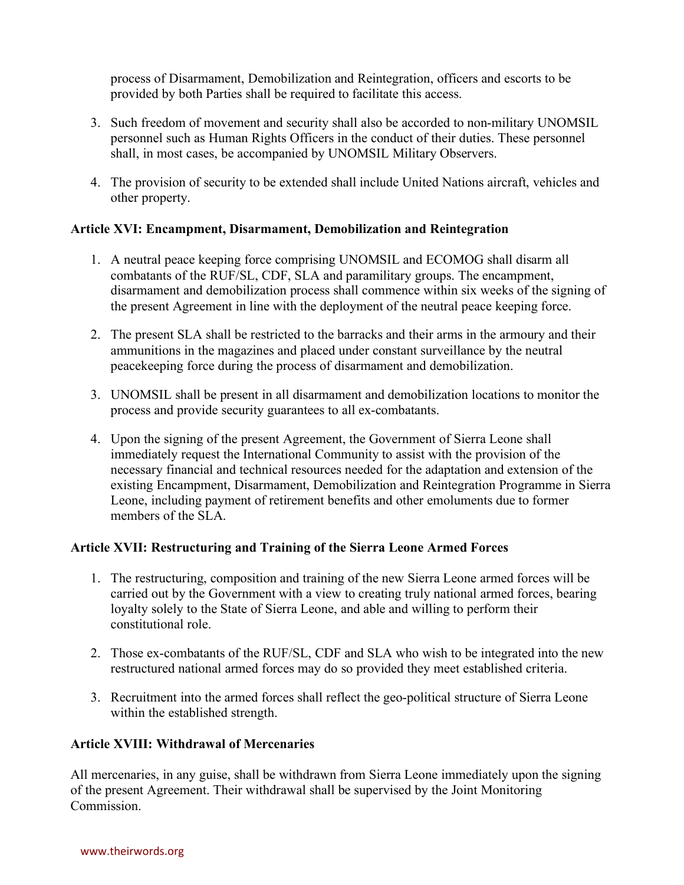process of Disarmament, Demobilization and Reintegration, officers and escorts to be provided by both Parties shall be required to facilitate this access.

3. Such freedom of movement and security shall also be accorded to non-military UNOMSIL personnel such as Human Rights Officers in the conduct of their duties. These personnel shall, in most cases, be accompanied by UNOMSIL Military Observers.

4. The provision of security to be extended shall include United Nations aircraft, vehicles and other property.

**Article XVI: Encampment, Disarmament, Demobilization and Reintegration**

1. A neutral peace keeping force comprising UNOMSIL and ECOMOG shall disarm all combatants of the RUF/SL, CDF, SLA and paramilitary groups. The encampment, disarmament and demobilization process shall commence within six weeks of the signing of the present Agreement in line with the deployment of the neutral peace keeping force.

2. The present SLA shall be restricted to the barracks and their arms in the armoury and their ammunitions in the magazines and placed under constant surveillance by the neutral peacekeeping force during the process of disarmament and demobilization.

3. UNOMSIL shall be present in all disarmament and demobilization locations to monitor the process and provide security guarantees to all ex-combatants.

4. Upon the signing of the present Agreement, the Government of Sierra Leone shall immediately request the International Community to assist with the provision of the necessary financial and technical resources needed for the adaptation and extension of the existing Encampment, Disarmament, Demobilization and Reintegration Programme in Sierra Leone, including payment of retirement benefits and other emoluments due to former members of the SLA.

**Article XVII: Restructuring and Training of the Sierra Leone Armed Forces**

1. The restructuring, composition and training of the new Sierra Leone armed forces will be carried out by the Government with a view to creating truly national armed forces, bearing loyalty solely to the State of Sierra Leone, and able and willing to perform their constitutional role.

2. Those ex-combatants of the RUF/SL, CDF and SLA who wish to be integrated into the new restructured national armed forces may do so provided they meet established criteria.

3. Recruitment into the armed forces shall reflect the geo-political structure of Sierra Leone within the established strength.

**Article XVIII: Withdrawal of Mercenaries**

All mercenaries, in any guise, shall be withdrawn from Sierra Leone immediately upon the signing of the present Agreement. Their withdrawal shall be supervised by the Joint Monitoring Commission.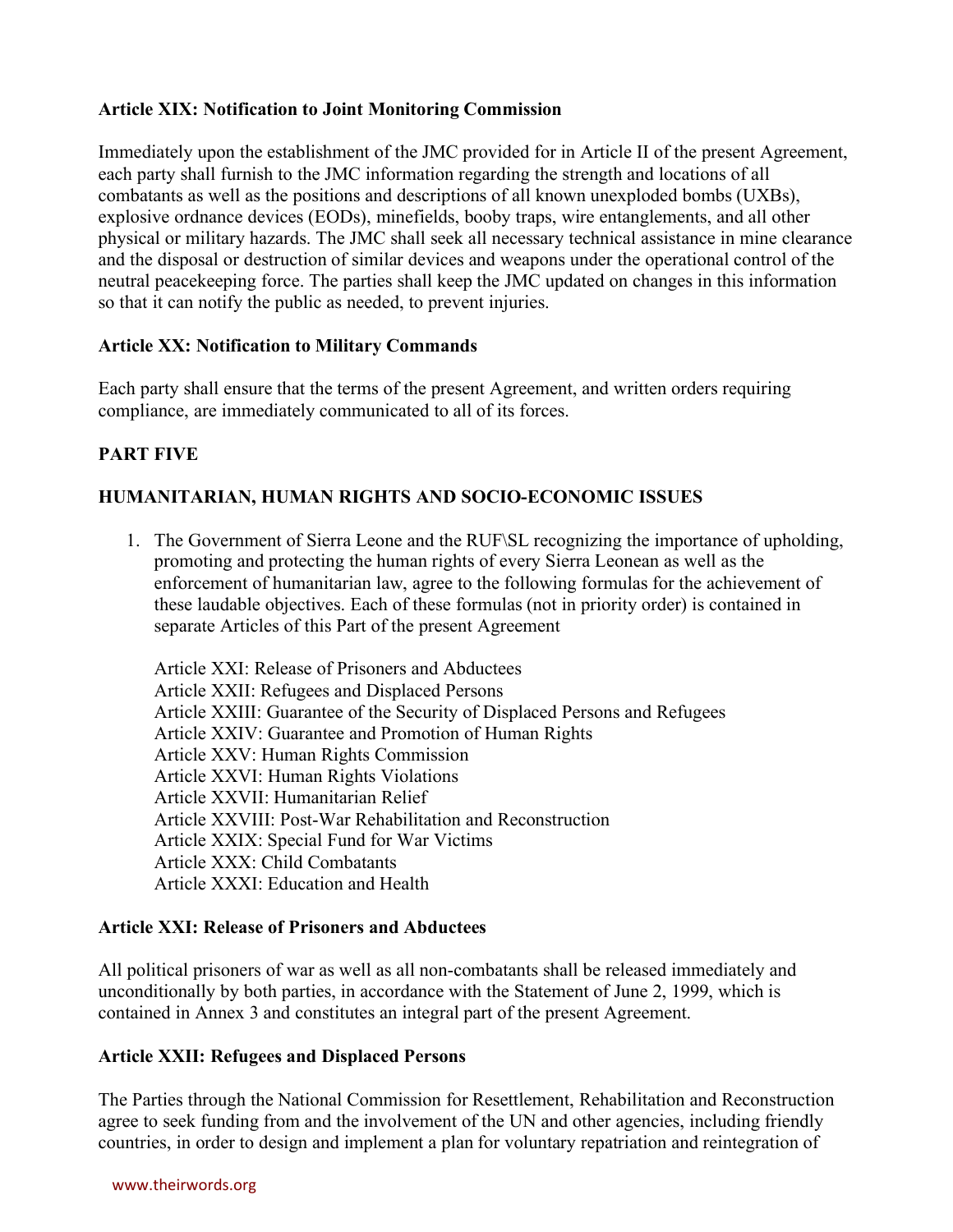**Article XIX: Notification to Joint Monitoring Commission**

Immediately upon the establishment of the JMC provided for in Article II of the present Agreement, each party shall furnish to the JMC information regarding the strength and locations of all combatants as well as the positions and descriptions of all known unexploded bombs (UXBs), explosive ordnance devices (EODs), minefields, booby traps, wire entanglements, and all other physical or military hazards. The JMC shall seek all necessary technical assistance in mine clearance and the disposal or destruction of similar devices and weapons under the operational control of the neutral peacekeeping force. The parties shall keep the JMC updated on changes in this information so that it can notify the public as needed, to prevent injuries.

**Article XX: Notification to Military Commands**

Each party shall ensure that the terms of the present Agreement, and written orders requiring compliance, are immediately communicated to all of its forces.

**PART FIVE**

**HUMANITARIAN, HUMAN RIGHTS AND SOCIO-ECONOMIC ISSUES**

1. The Government of Sierra Leone and the RUF\SL recognizing the importance of upholding, promoting and protecting the human rights of every Sierra Leonean as well as the enforcement of humanitarian law, agree to the following formulas for the achievement of these laudable objectives. Each of these formulas (not in priority order) is contained in separate Articles of this Part of the present Agreement

   Article XXI: Release of Prisoners and Abductees
   Article XXII: Refugees and Displaced Persons
   Article XXIII: Guarantee of the Security of Displaced Persons and Refugees
   Article XXIV: Guarantee and Promotion of Human Rights
   Article XXV: Human Rights Commission
   Article XXVI: Human Rights Violations
   Article XXVII: Humanitarian Relief
   Article XXVIII: Post-War Rehabilitation and Reconstruction
   Article XXIX: Special Fund for War Victims
   Article XXX: Child Combatants
   Article XXXI: Education and Health

**Article XXI: Release of Prisoners and Abductees**

All political prisoners of war as well as all non-combatants shall be released immediately and unconditionally by both parties, in accordance with the Statement of June 2, 1999, which is contained in Annex 3 and constitutes an integral part of the present Agreement.

**Article XXII: Refugees and Displaced Persons**

The Parties through the National Commission for Resettlement, Rehabilitation and Reconstruction agree to seek funding from and the involvement of the UN and other agencies, including friendly countries, in order to design and implement a plan for voluntary repatriation and reintegration of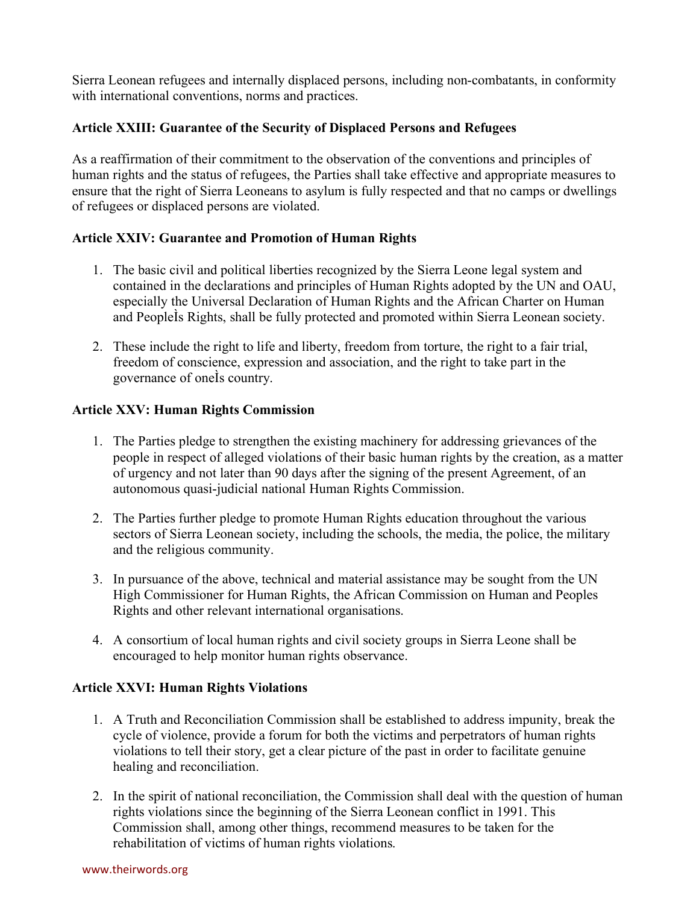Sierra Leonean refugees and internally displaced persons, including non-combatants, in conformity with international conventions, norms and practices.

**Article XXIII: Guarantee of the Security of Displaced Persons and Refugees**

As a reaffirmation of their commitment to the observation of the conventions and principles of human rights and the status of refugees, the Parties shall take effective and appropriate measures to ensure that the right of Sierra Leoneans to asylum is fully respected and that no camps or dwellings of refugees or displaced persons are violated.

**Article XXIV: Guarantee and Promotion of Human Rights**

1. The basic civil and political liberties recognized by the Sierra Leone legal system and contained in the declarations and principles of Human Rights adopted by the UN and OAU, especially the Universal Declaration of Human Rights and the African Charter on Human and PeopleÌs Rights, shall be fully protected and promoted within Sierra Leonean society.

2. These include the right to life and liberty, freedom from torture, the right to a fair trial, freedom of conscience, expression and association, and the right to take part in the governance of oneÌs country.

**Article XXV: Human Rights Commission**

1. The Parties pledge to strengthen the existing machinery for addressing grievances of the people in respect of alleged violations of their basic human rights by the creation, as a matter of urgency and not later than 90 days after the signing of the present Agreement, of an autonomous quasi-judicial national Human Rights Commission.

2. The Parties further pledge to promote Human Rights education throughout the various sectors of Sierra Leonean society, including the schools, the media, the police, the military and the religious community.

3. In pursuance of the above, technical and material assistance may be sought from the UN High Commissioner for Human Rights, the African Commission on Human and Peoples Rights and other relevant international organisations.

4. A consortium of local human rights and civil society groups in Sierra Leone shall be encouraged to help monitor human rights observance.

**Article XXVI: Human Rights Violations**

1. A Truth and Reconciliation Commission shall be established to address impunity, break the cycle of violence, provide a forum for both the victims and perpetrators of human rights violations to tell their story, get a clear picture of the past in order to facilitate genuine healing and reconciliation.

2. In the spirit of national reconciliation, the Commission shall deal with the question of human rights violations since the beginning of the Sierra Leonean conflict in 1991. This Commission shall, among other things, recommend measures to be taken for the rehabilitation of victims of human rights violations.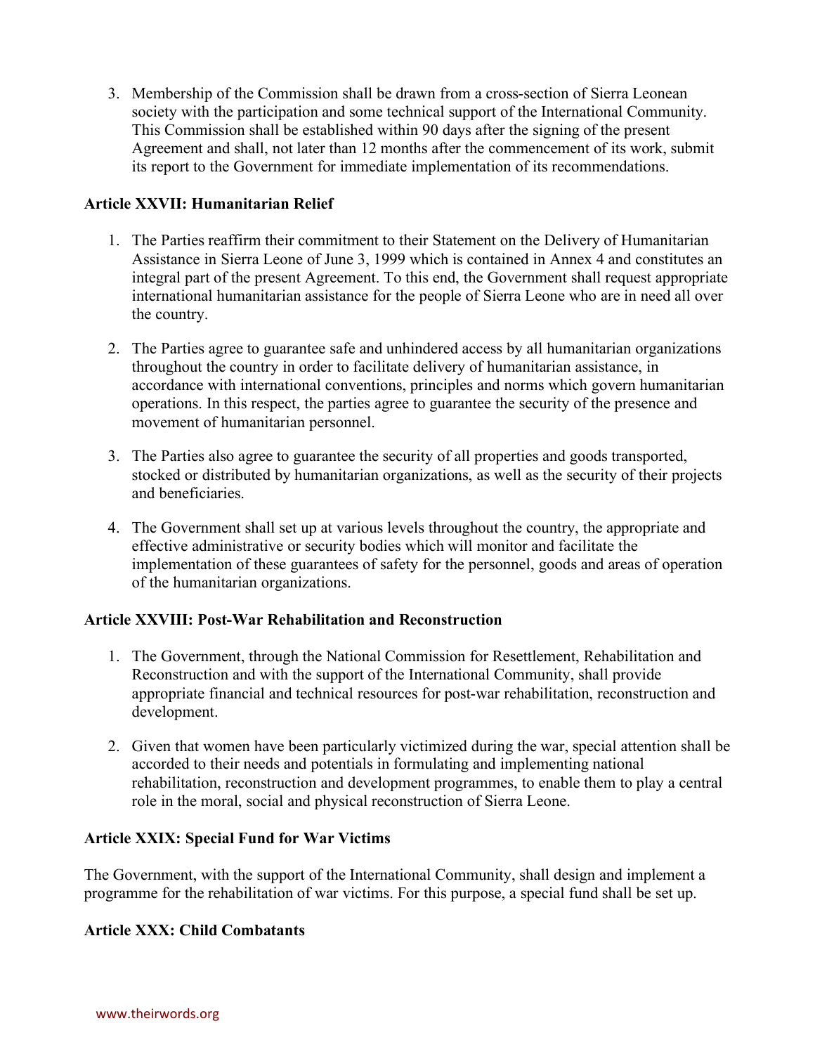3. Membership of the Commission shall be drawn from a cross-section of Sierra Leonean society with the participation and some technical support of the International Community. This Commission shall be established within 90 days after the signing of the present Agreement and shall, not later than 12 months after the commencement of its work, submit its report to the Government for immediate implementation of its recommendations.

**Article XXVII: Humanitarian Relief**

1. The Parties reaffirm their commitment to their Statement on the Delivery of Humanitarian Assistance in Sierra Leone of June 3, 1999 which is contained in Annex 4 and constitutes an integral part of the present Agreement. To this end, the Government shall request appropriate international humanitarian assistance for the people of Sierra Leone who are in need all over the country.

2. The Parties agree to guarantee safe and unhindered access by all humanitarian organizations throughout the country in order to facilitate delivery of humanitarian assistance, in accordance with international conventions, principles and norms which govern humanitarian operations. In this respect, the parties agree to guarantee the security of the presence and movement of humanitarian personnel.

3. The Parties also agree to guarantee the security of all properties and goods transported, stocked or distributed by humanitarian organizations, as well as the security of their projects and beneficiaries.

4. The Government shall set up at various levels throughout the country, the appropriate and effective administrative or security bodies which will monitor and facilitate the implementation of these guarantees of safety for the personnel, goods and areas of operation of the humanitarian organizations.

**Article XXVIII: Post-War Rehabilitation and Reconstruction**

1. The Government, through the National Commission for Resettlement, Rehabilitation and Reconstruction and with the support of the International Community, shall provide appropriate financial and technical resources for post-war rehabilitation, reconstruction and development.

2. Given that women have been particularly victimized during the war, special attention shall be accorded to their needs and potentials in formulating and implementing national rehabilitation, reconstruction and development programmes, to enable them to play a central role in the moral, social and physical reconstruction of Sierra Leone.

**Article XXIX: Special Fund for War Victims**

The Government, with the support of the International Community, shall design and implement a programme for the rehabilitation of war victims. For this purpose, a special fund shall be set up.

**Article XXX: Child Combatants**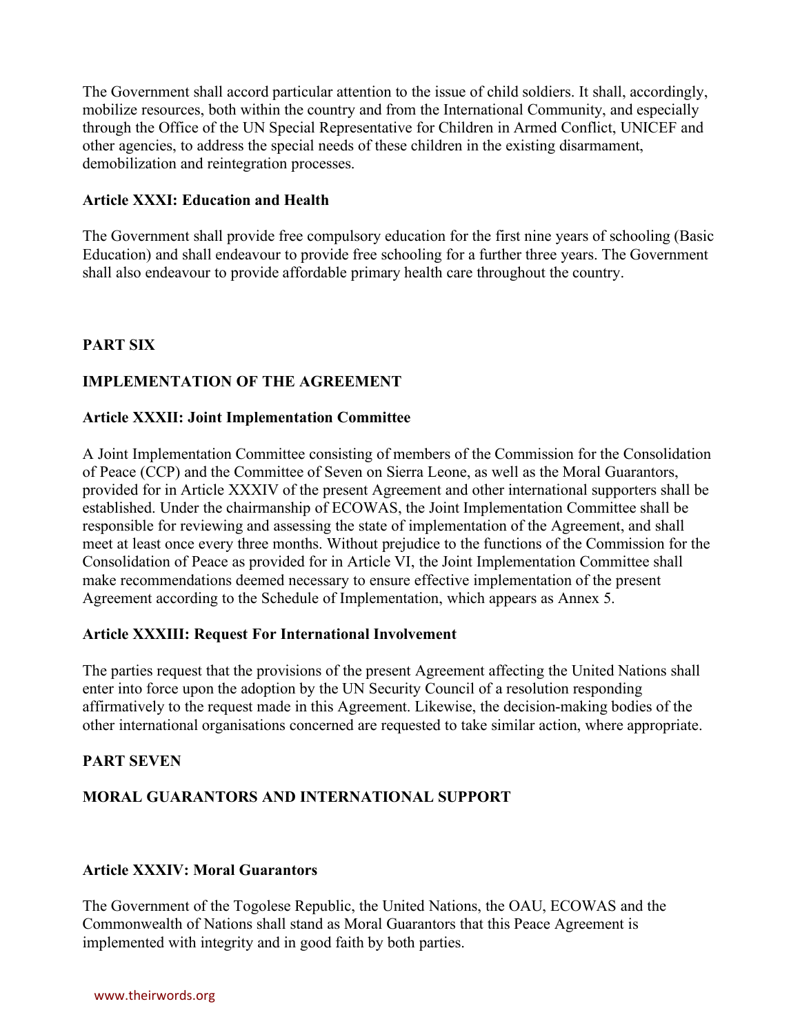The Government shall accord particular attention to the issue of child soldiers. It shall, accordingly, mobilize resources, both within the country and from the International Community, and especially through the Office of the UN Special Representative for Children in Armed Conflict, UNICEF and other agencies, to address the special needs of these children in the existing disarmament, demobilization and reintegration processes.

**Article XXXI: Education and Health**

The Government shall provide free compulsory education for the first nine years of schooling (Basic Education) and shall endeavour to provide free schooling for a further three years. The Government shall also endeavour to provide affordable primary health care throughout the country.

## PART SIX

## IMPLEMENTATION OF THE AGREEMENT

**Article XXXII: Joint Implementation Committee**

A Joint Implementation Committee consisting of members of the Commission for the Consolidation of Peace (CCP) and the Committee of Seven on Sierra Leone, as well as the Moral Guarantors, provided for in Article XXXIV of the present Agreement and other international supporters shall be established. Under the chairmanship of ECOWAS, the Joint Implementation Committee shall be responsible for reviewing and assessing the state of implementation of the Agreement, and shall meet at least once every three months. Without prejudice to the functions of the Commission for the Consolidation of Peace as provided for in Article VI, the Joint Implementation Committee shall make recommendations deemed necessary to ensure effective implementation of the present Agreement according to the Schedule of Implementation, which appears as Annex 5.

**Article XXXIII: Request For International Involvement**

The parties request that the provisions of the present Agreement affecting the United Nations shall enter into force upon the adoption by the UN Security Council of a resolution responding affirmatively to the request made in this Agreement. Likewise, the decision-making bodies of the other international organisations concerned are requested to take similar action, where appropriate.

## PART SEVEN

## MORAL GUARANTORS AND INTERNATIONAL SUPPORT

**Article XXXIV: Moral Guarantors**

The Government of the Togolese Republic, the United Nations, the OAU, ECOWAS and the Commonwealth of Nations shall stand as Moral Guarantors that this Peace Agreement is implemented with integrity and in good faith by both parties.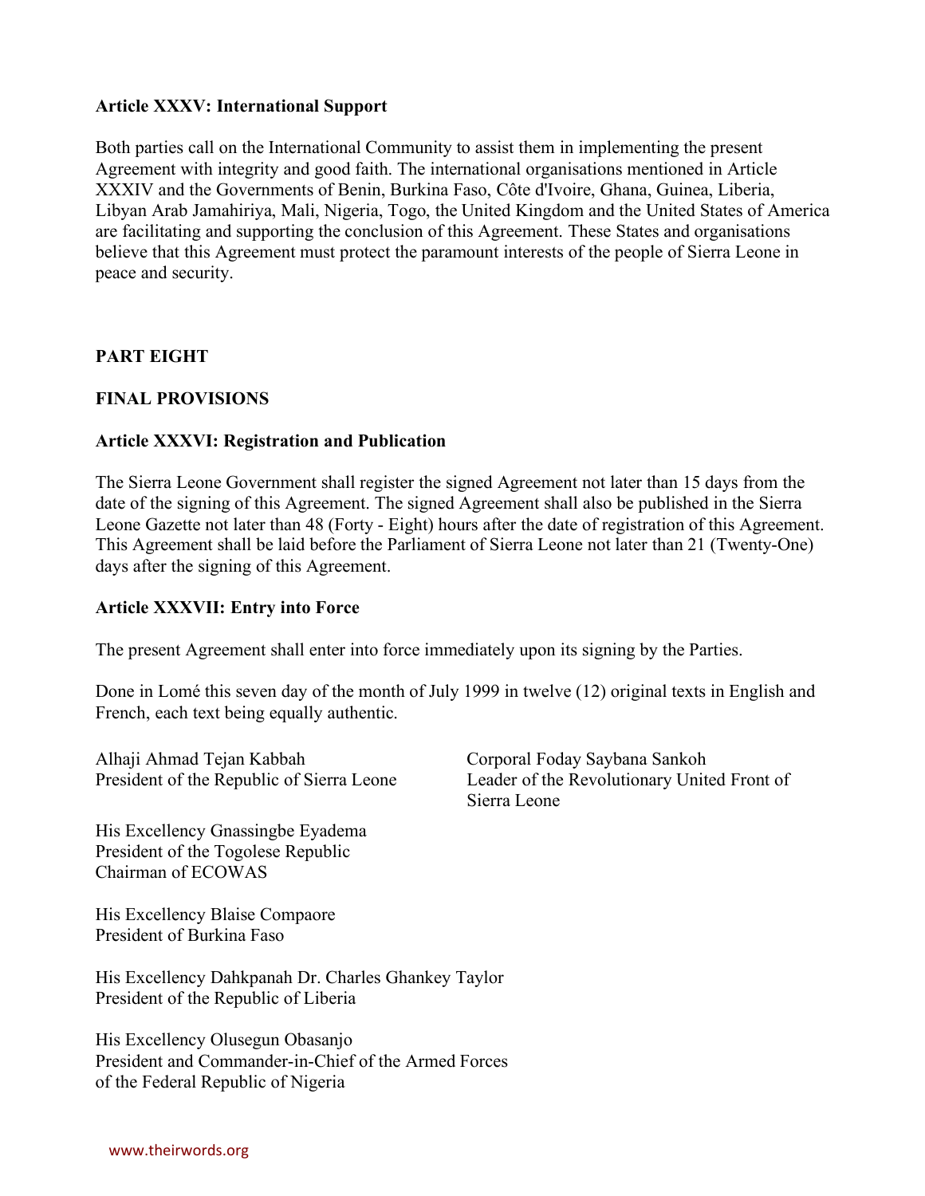**Article XXXV: International Support**

Both parties call on the International Community to assist them in implementing the present Agreement with integrity and good faith. The international organisations mentioned in Article XXXIV and the Governments of Benin, Burkina Faso, Côte d'Ivoire, Ghana, Guinea, Liberia, Libyan Arab Jamahiriya, Mali, Nigeria, Togo, the United Kingdom and the United States of America are facilitating and supporting the conclusion of this Agreement. These States and organisations believe that this Agreement must protect the paramount interests of the people of Sierra Leone in peace and security.

## PART EIGHT

## FINAL PROVISIONS

**Article XXXVI: Registration and Publication**

The Sierra Leone Government shall register the signed Agreement not later than 15 days from the date of the signing of this Agreement. The signed Agreement shall also be published in the Sierra Leone Gazette not later than 48 (Forty - Eight) hours after the date of registration of this Agreement. This Agreement shall be laid before the Parliament of Sierra Leone not later than 21 (Twenty-One) days after the signing of this Agreement.

**Article XXXVII: Entry into Force**

The present Agreement shall enter into force immediately upon its signing by the Parties.

Done in Lomé this seven day of the month of July 1999 in twelve (12) original texts in English and French, each text being equally authentic.

Alhaji Ahmad Tejan Kabbah
President of the Republic of Sierra Leone

Corporal Foday Saybana Sankoh
Leader of the Revolutionary United Front of Sierra Leone

His Excellency Gnassingbe Eyadema
President of the Togolese Republic
Chairman of ECOWAS

His Excellency Blaise Compaore
President of Burkina Faso

His Excellency Dahkpanah Dr. Charles Ghankey Taylor
President of the Republic of Liberia

His Excellency Olusegun Obasanjo
President and Commander-in-Chief of the Armed Forces
of the Federal Republic of Nigeria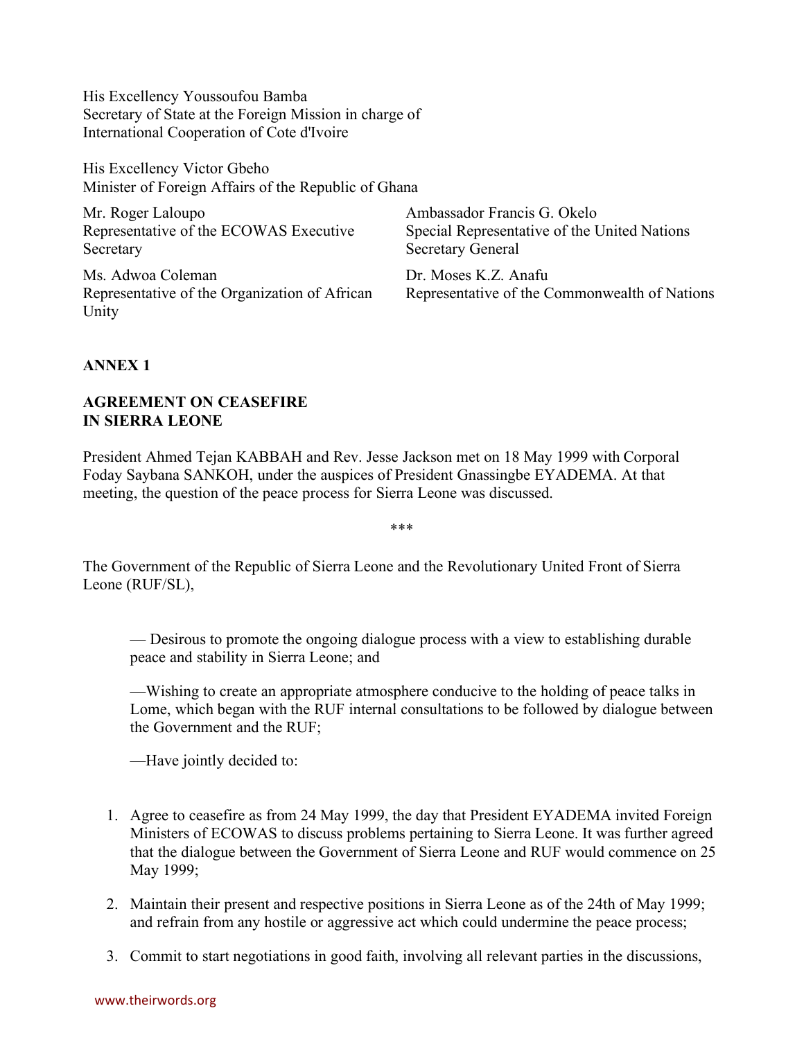His Excellency Youssoufou Bamba
Secretary of State at the Foreign Mission in charge of
International Cooperation of Cote d'Ivoire

His Excellency Victor Gbeho
Minister of Foreign Affairs of the Republic of Ghana

Mr. Roger Laloupo
Representative of the ECOWAS Executive Secretary

Ambassador Francis G. Okelo
Special Representative of the United Nations Secretary General

Ms. Adwoa Coleman
Representative of the Organization of African Unity

Dr. Moses K.Z. Anafu
Representative of the Commonwealth of Nations

**ANNEX 1**

**AGREEMENT ON CEASEFIRE IN SIERRA LEONE**

President Ahmed Tejan KABBAH and Rev. Jesse Jackson met on 18 May 1999 with Corporal Foday Saybana SANKOH, under the auspices of President Gnassingbe EYADEMA. At that meeting, the question of the peace process for Sierra Leone was discussed.

***

The Government of the Republic of Sierra Leone and the Revolutionary United Front of Sierra Leone (RUF/SL),

— Desirous to promote the ongoing dialogue process with a view to establishing durable peace and stability in Sierra Leone; and

—Wishing to create an appropriate atmosphere conducive to the holding of peace talks in Lome, which began with the RUF internal consultations to be followed by dialogue between the Government and the RUF;

—Have jointly decided to:

1. Agree to ceasefire as from 24 May 1999, the day that President EYADEMA invited Foreign Ministers of ECOWAS to discuss problems pertaining to Sierra Leone. It was further agreed that the dialogue between the Government of Sierra Leone and RUF would commence on 25 May 1999;
2. Maintain their present and respective positions in Sierra Leone as of the 24th of May 1999; and refrain from any hostile or aggressive act which could undermine the peace process;
3. Commit to start negotiations in good faith, involving all relevant parties in the discussions,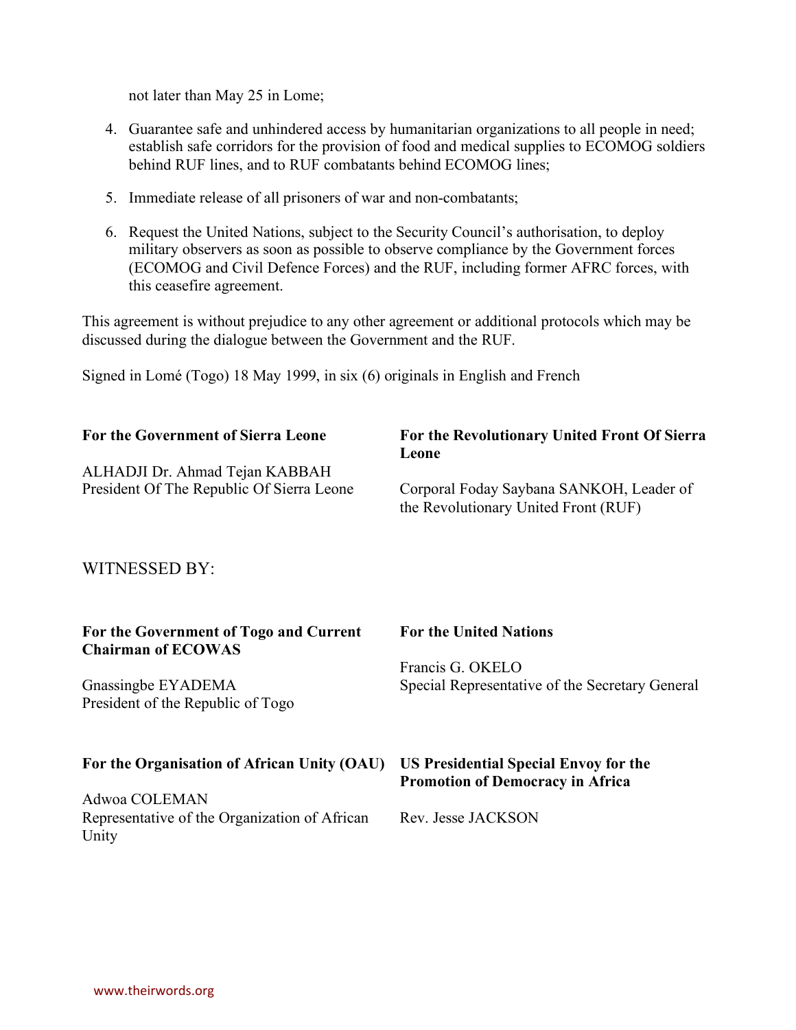not later than May 25 in Lome;

4. Guarantee safe and unhindered access by humanitarian organizations to all people in need; establish safe corridors for the provision of food and medical supplies to ECOMOG soldiers behind RUF lines, and to RUF combatants behind ECOMOG lines;

5. Immediate release of all prisoners of war and non-combatants;

6. Request the United Nations, subject to the Security Council's authorisation, to deploy military observers as soon as possible to observe compliance by the Government forces (ECOMOG and Civil Defence Forces) and the RUF, including former AFRC forces, with this ceasefire agreement.

This agreement is without prejudice to any other agreement or additional protocols which may be discussed during the dialogue between the Government and the RUF.

Signed in Lomé (Togo) 18 May 1999, in six (6) originals in English and French

**For the Government of Sierra Leone**

ALHADJI Dr. Ahmad Tejan KABBAH
President Of The Republic Of Sierra Leone

**For the Revolutionary United Front Of Sierra Leone**

Corporal Foday Saybana SANKOH, Leader of the Revolutionary United Front (RUF)

WITNESSED BY:

**For the Government of Togo and Current Chairman of ECOWAS**

Gnassingbe EYADEMA
President of the Republic of Togo

**For the United Nations**

Francis G. OKELO
Special Representative of the Secretary General

**For the Organisation of African Unity (OAU)**

Adwoa COLEMAN
Representative of the Organization of African Unity

**US Presidential Special Envoy for the Promotion of Democracy in Africa**

Rev. Jesse JACKSON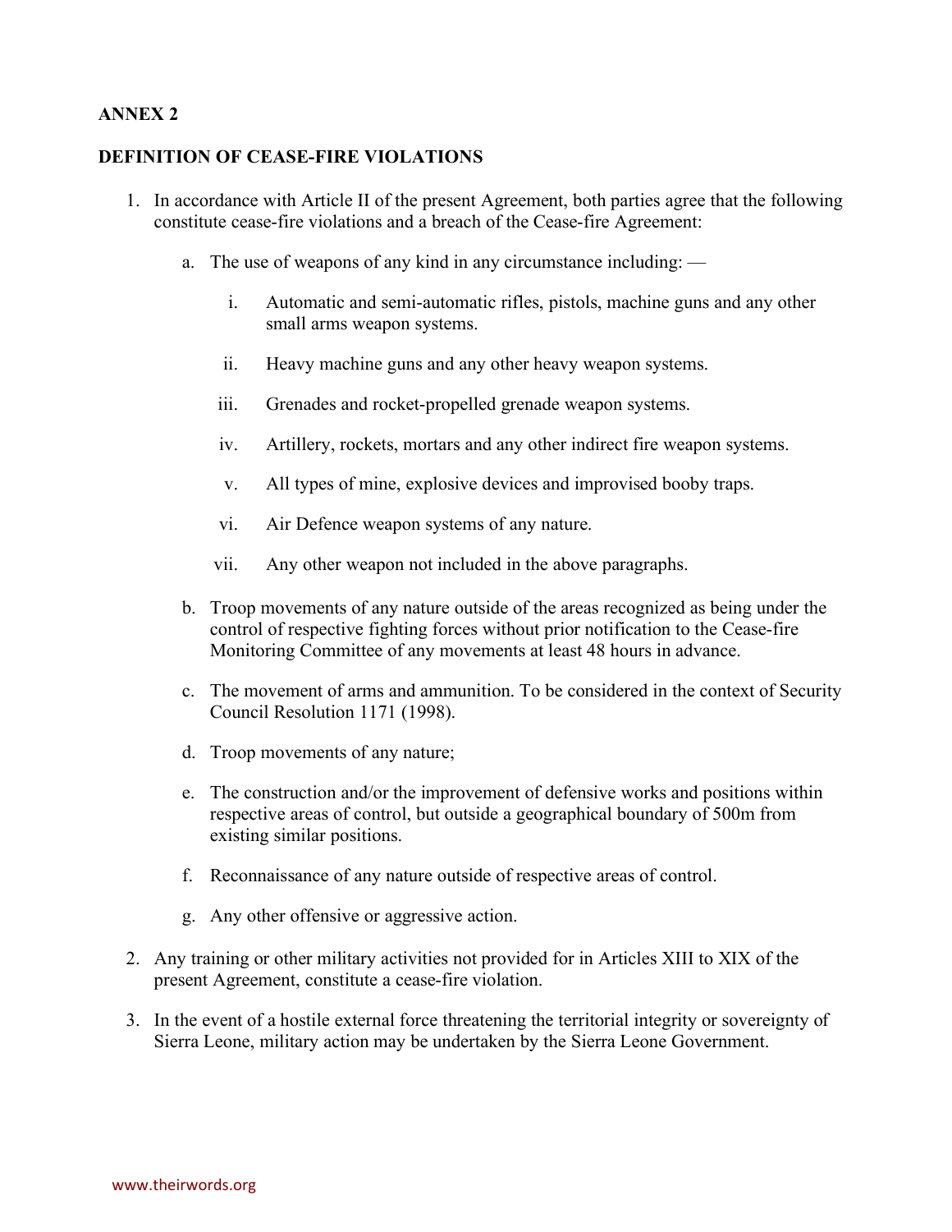**ANNEX 2**

**DEFINITION OF CEASE-FIRE VIOLATIONS**

1. In accordance with Article II of the present Agreement, both parties agree that the following constitute cease-fire violations and a breach of the Cease-fire Agreement:

   a. The use of weapons of any kind in any circumstance including: —

      i. Automatic and semi-automatic rifles, pistols, machine guns and any other small arms weapon systems.

      ii. Heavy machine guns and any other heavy weapon systems.

      iii. Grenades and rocket-propelled grenade weapon systems.

      iv. Artillery, rockets, mortars and any other indirect fire weapon systems.

      v. All types of mine, explosive devices and improvised booby traps.

      vi. Air Defence weapon systems of any nature.

      vii. Any other weapon not included in the above paragraphs.

   b. Troop movements of any nature outside of the areas recognized as being under the control of respective fighting forces without prior notification to the Cease-fire Monitoring Committee of any movements at least 48 hours in advance.

   c. The movement of arms and ammunition. To be considered in the context of Security Council Resolution 1171 (1998).

   d. Troop movements of any nature;

   e. The construction and/or the improvement of defensive works and positions within respective areas of control, but outside a geographical boundary of 500m from existing similar positions.

   f. Reconnaissance of any nature outside of respective areas of control.

   g. Any other offensive or aggressive action.

2. Any training or other military activities not provided for in Articles XIII to XIX of the present Agreement, constitute a cease-fire violation.

3. In the event of a hostile external force threatening the territorial integrity or sovereignty of Sierra Leone, military action may be undertaken by the Sierra Leone Government.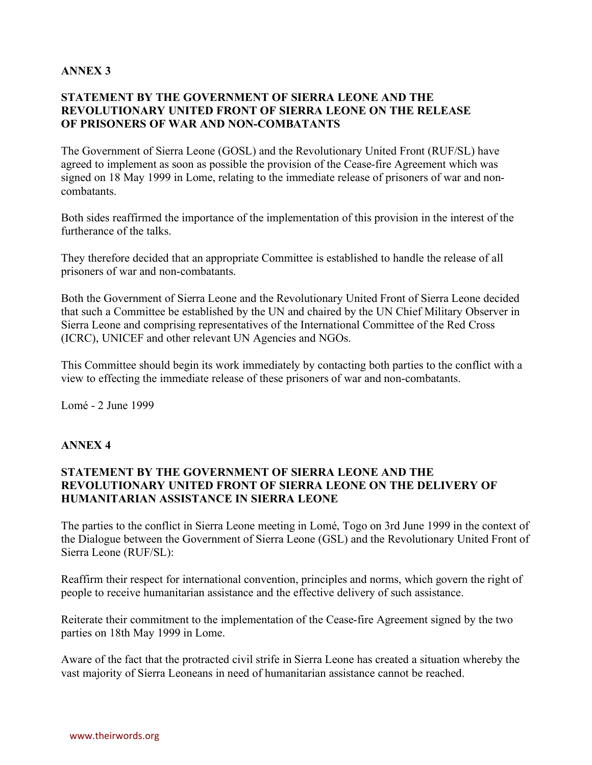## ANNEX 3

### STATEMENT BY THE GOVERNMENT OF SIERRA LEONE AND THE REVOLUTIONARY UNITED FRONT OF SIERRA LEONE ON THE RELEASE OF PRISONERS OF WAR AND NON-COMBATANTS

The Government of Sierra Leone (GOSL) and the Revolutionary United Front (RUF/SL) have agreed to implement as soon as possible the provision of the Cease-fire Agreement which was signed on 18 May 1999 in Lome, relating to the immediate release of prisoners of war and non-combatants.

Both sides reaffirmed the importance of the implementation of this provision in the interest of the furtherance of the talks.

They therefore decided that an appropriate Committee is established to handle the release of all prisoners of war and non-combatants.

Both the Government of Sierra Leone and the Revolutionary United Front of Sierra Leone decided that such a Committee be established by the UN and chaired by the UN Chief Military Observer in Sierra Leone and comprising representatives of the International Committee of the Red Cross (ICRC), UNICEF and other relevant UN Agencies and NGOs.

This Committee should begin its work immediately by contacting both parties to the conflict with a view to effecting the immediate release of these prisoners of war and non-combatants.

Lomé - 2 June 1999

## ANNEX 4

### STATEMENT BY THE GOVERNMENT OF SIERRA LEONE AND THE REVOLUTIONARY UNITED FRONT OF SIERRA LEONE ON THE DELIVERY OF HUMANITARIAN ASSISTANCE IN SIERRA LEONE

The parties to the conflict in Sierra Leone meeting in Lomé, Togo on 3rd June 1999 in the context of the Dialogue between the Government of Sierra Leone (GSL) and the Revolutionary United Front of Sierra Leone (RUF/SL):

Reaffirm their respect for international convention, principles and norms, which govern the right of people to receive humanitarian assistance and the effective delivery of such assistance.

Reiterate their commitment to the implementation of the Cease-fire Agreement signed by the two parties on 18th May 1999 in Lome.

Aware of the fact that the protracted civil strife in Sierra Leone has created a situation whereby the vast majority of Sierra Leoneans in need of humanitarian assistance cannot be reached.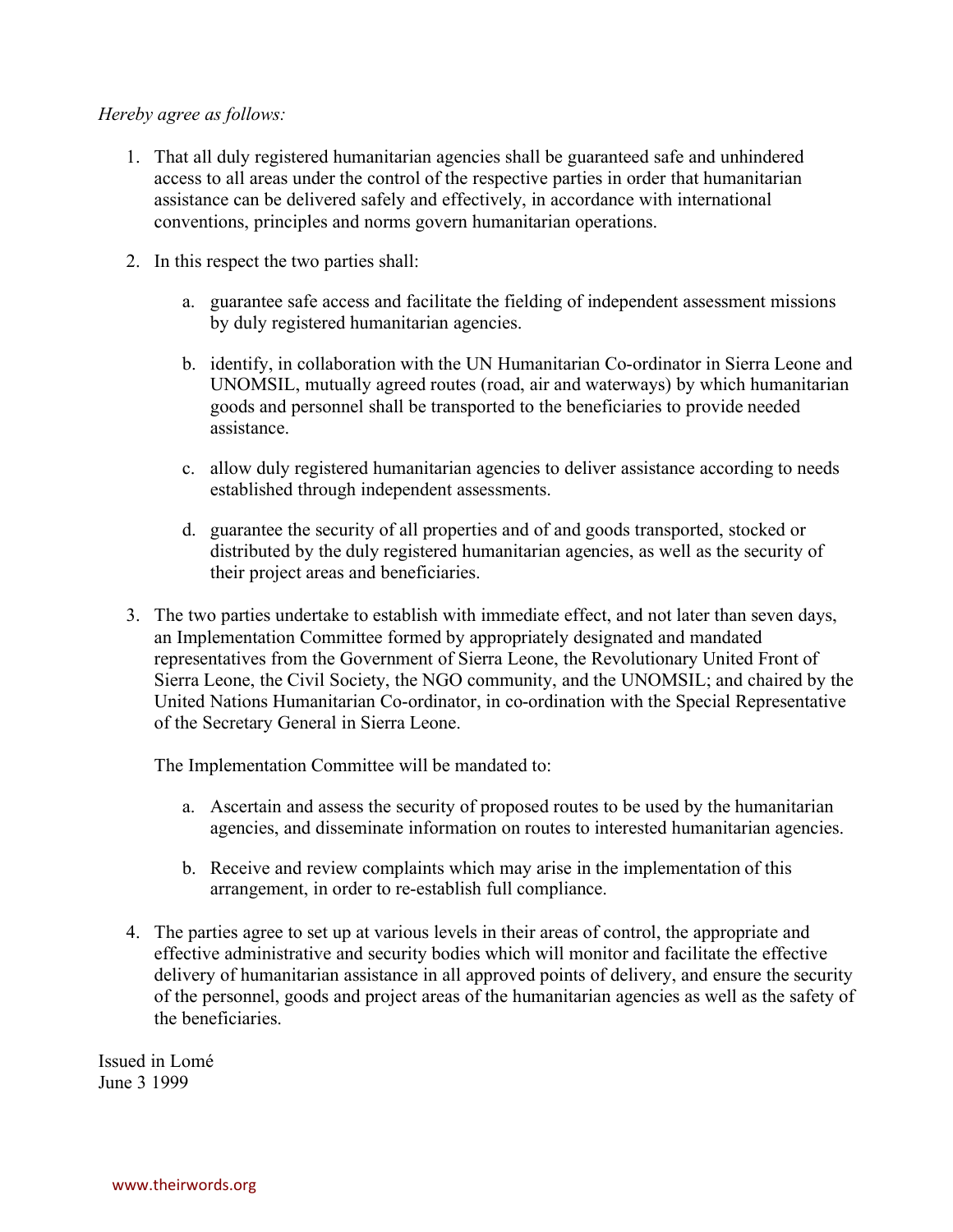*Hereby agree as follows:*

1. That all duly registered humanitarian agencies shall be guaranteed safe and unhindered access to all areas under the control of the respective parties in order that humanitarian assistance can be delivered safely and effectively, in accordance with international conventions, principles and norms govern humanitarian operations.

2. In this respect the two parties shall:

   a. guarantee safe access and facilitate the fielding of independent assessment missions by duly registered humanitarian agencies.

   b. identify, in collaboration with the UN Humanitarian Co-ordinator in Sierra Leone and UNOMSIL, mutually agreed routes (road, air and waterways) by which humanitarian goods and personnel shall be transported to the beneficiaries to provide needed assistance.

   c. allow duly registered humanitarian agencies to deliver assistance according to needs established through independent assessments.

   d. guarantee the security of all properties and of and goods transported, stocked or distributed by the duly registered humanitarian agencies, as well as the security of their project areas and beneficiaries.

3. The two parties undertake to establish with immediate effect, and not later than seven days, an Implementation Committee formed by appropriately designated and mandated representatives from the Government of Sierra Leone, the Revolutionary United Front of Sierra Leone, the Civil Society, the NGO community, and the UNOMSIL; and chaired by the United Nations Humanitarian Co-ordinator, in co-ordination with the Special Representative of the Secretary General in Sierra Leone.

   The Implementation Committee will be mandated to:

   a. Ascertain and assess the security of proposed routes to be used by the humanitarian agencies, and disseminate information on routes to interested humanitarian agencies.

   b. Receive and review complaints which may arise in the implementation of this arrangement, in order to re-establish full compliance.

4. The parties agree to set up at various levels in their areas of control, the appropriate and effective administrative and security bodies which will monitor and facilitate the effective delivery of humanitarian assistance in all approved points of delivery, and ensure the security of the personnel, goods and project areas of the humanitarian agencies as well as the safety of the beneficiaries.

Issued in Lomé
June 3 1999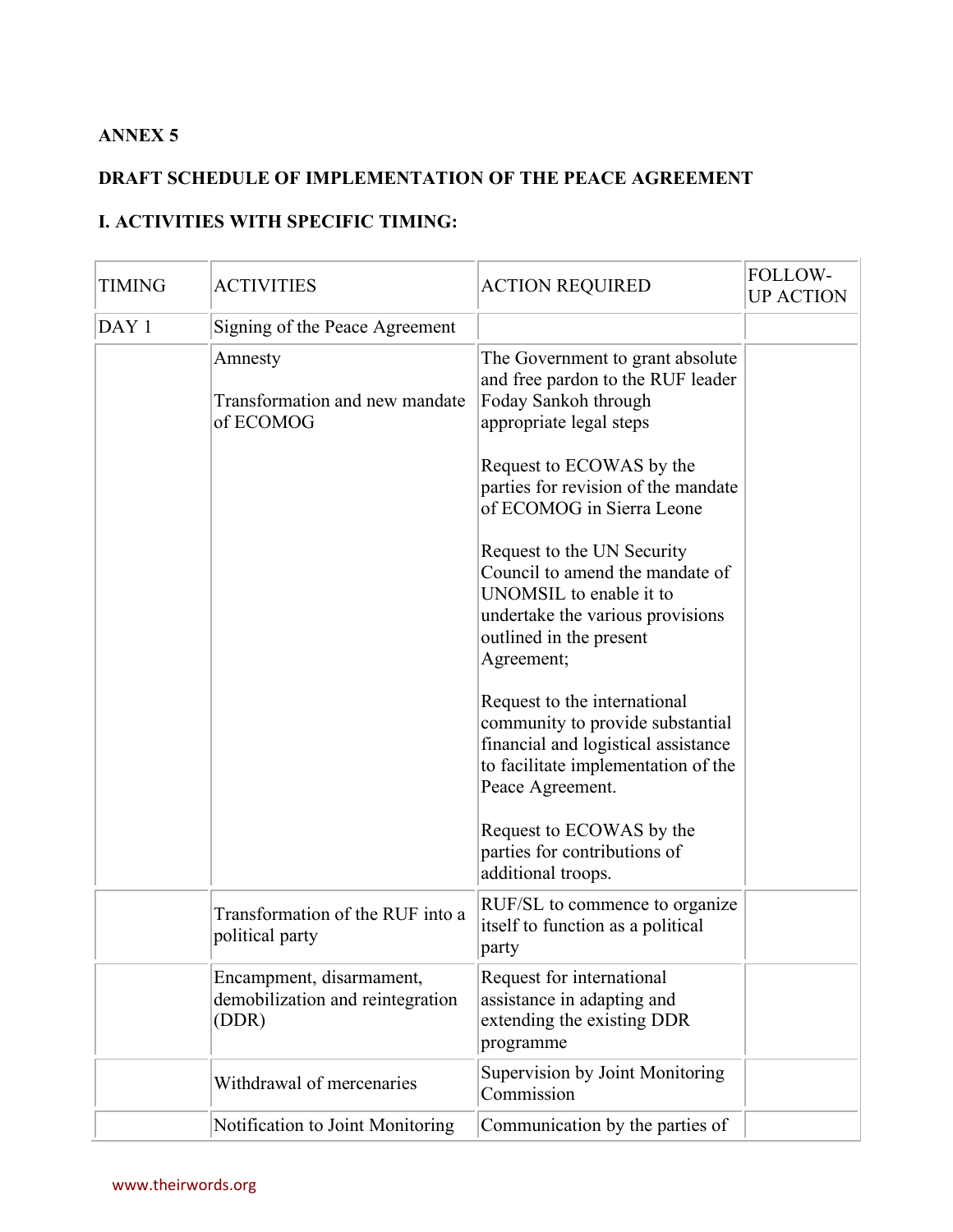**ANNEX 5**

**DRAFT SCHEDULE OF IMPLEMENTATION OF THE PEACE AGREEMENT**

**I. ACTIVITIES WITH SPECIFIC TIMING:**

| TIMING | ACTIVITIES | ACTION REQUIRED | FOLLOW-UP ACTION |
|---|---|---|---|
| DAY 1 | Signing of the Peace Agreement | | |
| | Amnesty<br><br>Transformation and new mandate of ECOMOG | The Government to grant absolute and free pardon to the RUF leader Foday Sankoh through appropriate legal steps<br><br>Request to ECOWAS by the parties for revision of the mandate of ECOMOG in Sierra Leone<br><br>Request to the UN Security Council to amend the mandate of UNOMSIL to enable it to undertake the various provisions outlined in the present Agreement;<br><br>Request to the international community to provide substantial financial and logistical assistance to facilitate implementation of the Peace Agreement.<br><br>Request to ECOWAS by the parties for contributions of additional troops. | |
| | Transformation of the RUF into a political party | RUF/SL to commence to organize itself to function as a political party | |
| | Encampment, disarmament, demobilization and reintegration (DDR) | Request for international assistance in adapting and extending the existing DDR programme | |
| | Withdrawal of mercenaries | Supervision by Joint Monitoring Commission | |
| | Notification to Joint Monitoring | Communication by the parties of | |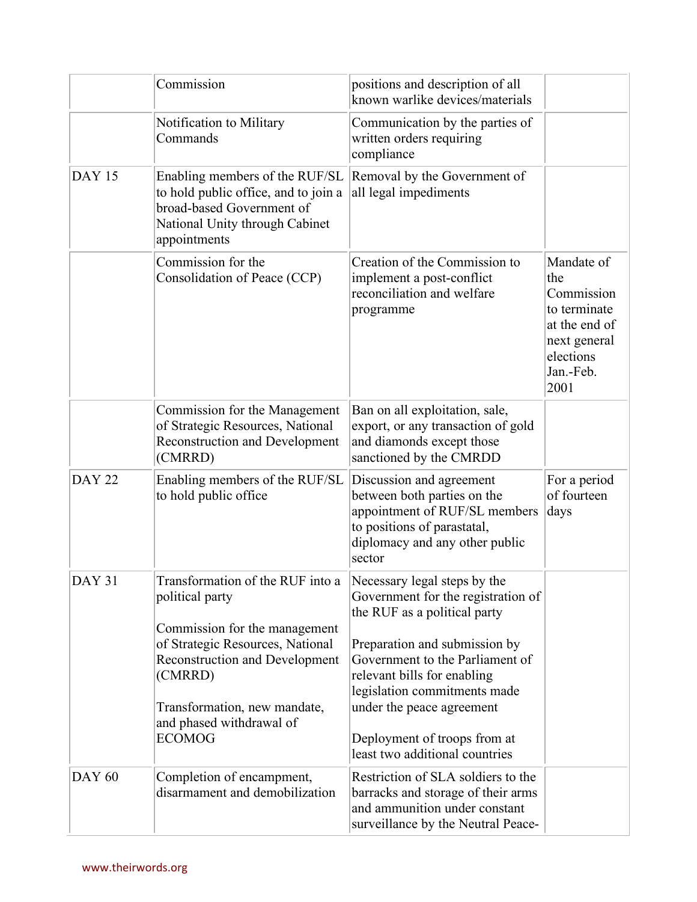| | | | |
|---|---|---|---|
| | Commission | positions and description of all known warlike devices/materials | |
| | Notification to Military Commands | Communication by the parties of written orders requiring compliance | |
| DAY 15 | Enabling members of the RUF/SL to hold public office, and to join a broad-based Government of National Unity through Cabinet appointments | Removal by the Government of all legal impediments | |
| | Commission for the Consolidation of Peace (CCP) | Creation of the Commission to implement a post-conflict reconciliation and welfare programme | Mandate of the Commission to terminate at the end of next general elections Jan.-Feb. 2001 |
| | Commission for the Management of Strategic Resources, National Reconstruction and Development (CMRRD) | Ban on all exploitation, sale, export, or any transaction of gold and diamonds except those sanctioned by the CMRDD | |
| DAY 22 | Enabling members of the RUF/SL to hold public office | Discussion and agreement between both parties on the appointment of RUF/SL members to positions of parastatal, diplomacy and any other public sector | For a period of fourteen days |
| DAY 31 | Transformation of the RUF into a political party<br><br>Commission for the management of Strategic Resources, National Reconstruction and Development (CMRRD)<br><br>Transformation, new mandate, and phased withdrawal of ECOMOG | Necessary legal steps by the Government for the registration of the RUF as a political party<br><br>Preparation and submission by Government to the Parliament of relevant bills for enabling legislation commitments made under the peace agreement<br><br>Deployment of troops from at least two additional countries | |
| DAY 60 | Completion of encampment, disarmament and demobilization | Restriction of SLA soldiers to the barracks and storage of their arms and ammunition under constant surveillance by the Neutral Peace- | |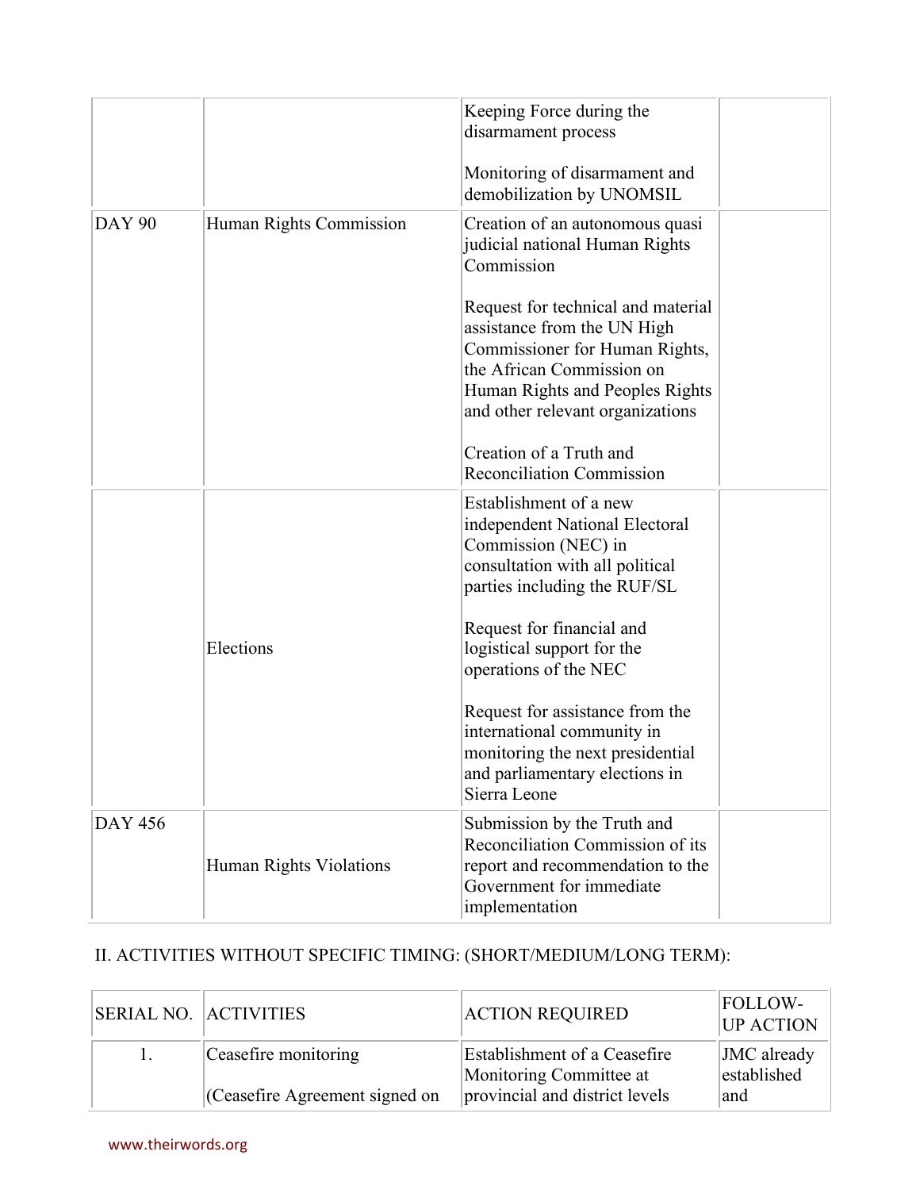| | | Keeping Force during the disarmament process<br><br>Monitoring of disarmament and demobilization by UNOMSIL | |
|---|---|---|---|
| DAY 90 | Human Rights Commission | Creation of an autonomous quasi judicial national Human Rights Commission<br><br>Request for technical and material assistance from the UN High Commissioner for Human Rights, the African Commission on Human Rights and Peoples Rights and other relevant organizations<br><br>Creation of a Truth and Reconciliation Commission | |
| | Elections | Establishment of a new independent National Electoral Commission (NEC) in consultation with all political parties including the RUF/SL<br><br>Request for financial and logistical support for the operations of the NEC<br><br>Request for assistance from the international community in monitoring the next presidential and parliamentary elections in Sierra Leone | |
| DAY 456 | Human Rights Violations | Submission by the Truth and Reconciliation Commission of its report and recommendation to the Government for immediate implementation | |

II. ACTIVITIES WITHOUT SPECIFIC TIMING: (SHORT/MEDIUM/LONG TERM):

| SERIAL NO. | ACTIVITIES | ACTION REQUIRED | FOLLOW-UP ACTION |
|---|---|---|---|
| 1. | Ceasefire monitoring<br><br>(Ceasefire Agreement signed on | Establishment of a Ceasefire Monitoring Committee at provincial and district levels | JMC already established and |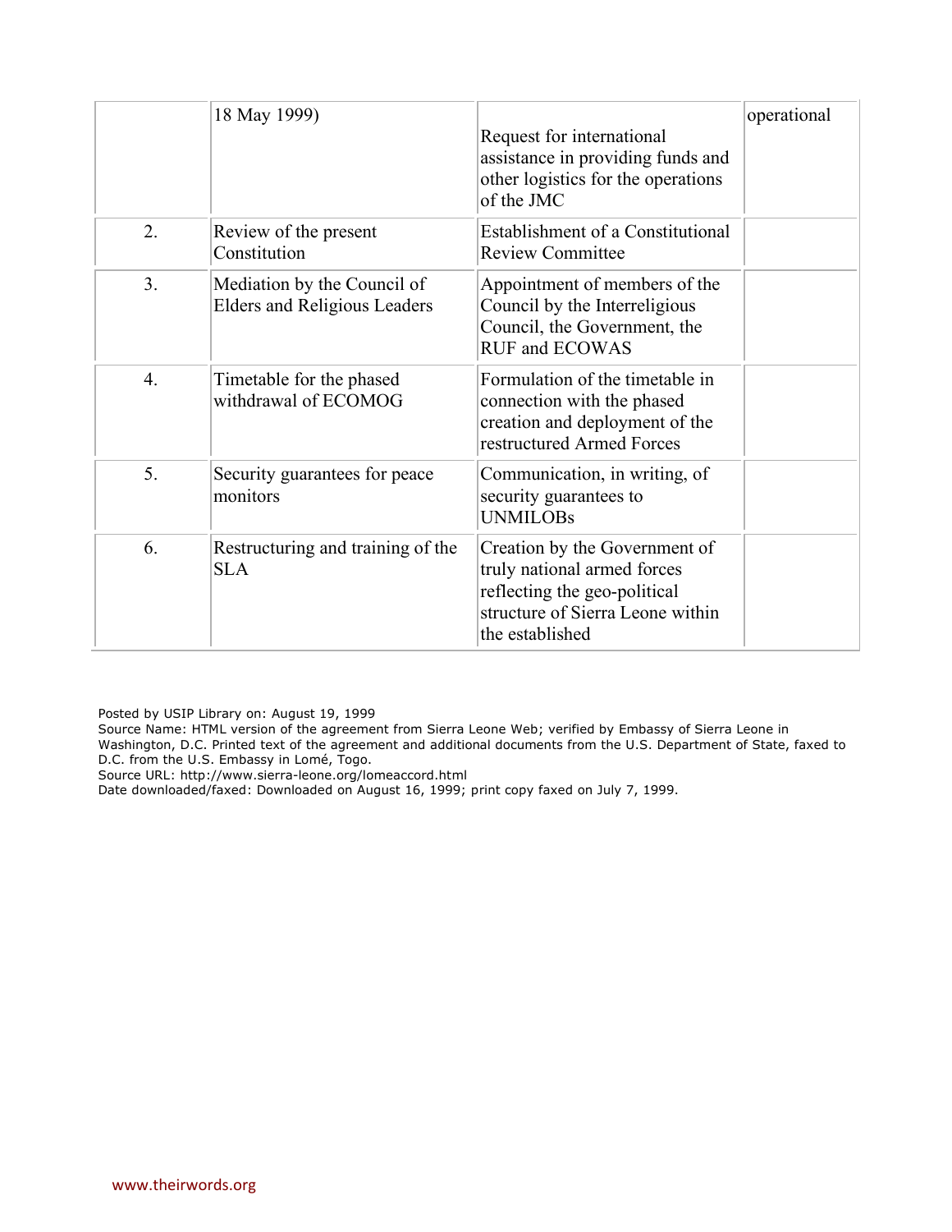| | | | |
|---|---|---|---|
| | 18 May 1999) | Request for international assistance in providing funds and other logistics for the operations of the JMC | operational |
| 2. | Review of the present Constitution | Establishment of a Constitutional Review Committee | |
| 3. | Mediation by the Council of Elders and Religious Leaders | Appointment of members of the Council by the Interreligious Council, the Government, the RUF and ECOWAS | |
| 4. | Timetable for the phased withdrawal of ECOMOG | Formulation of the timetable in connection with the phased creation and deployment of the restructured Armed Forces | |
| 5. | Security guarantees for peace monitors | Communication, in writing, of security guarantees to UNMILOBs | |
| 6. | Restructuring and training of the SLA | Creation by the Government of truly national armed forces reflecting the geo-political structure of Sierra Leone within the established | |

Posted by USIP Library on: August 19, 1999
Source Name: HTML version of the agreement from Sierra Leone Web; verified by Embassy of Sierra Leone in Washington, D.C. Printed text of the agreement and additional documents from the U.S. Department of State, faxed to D.C. from the U.S. Embassy in Lomé, Togo.
Source URL: http://www.sierra-leone.org/lomeaccord.html
Date downloaded/faxed: Downloaded on August 16, 1999; print copy faxed on July 7, 1999.